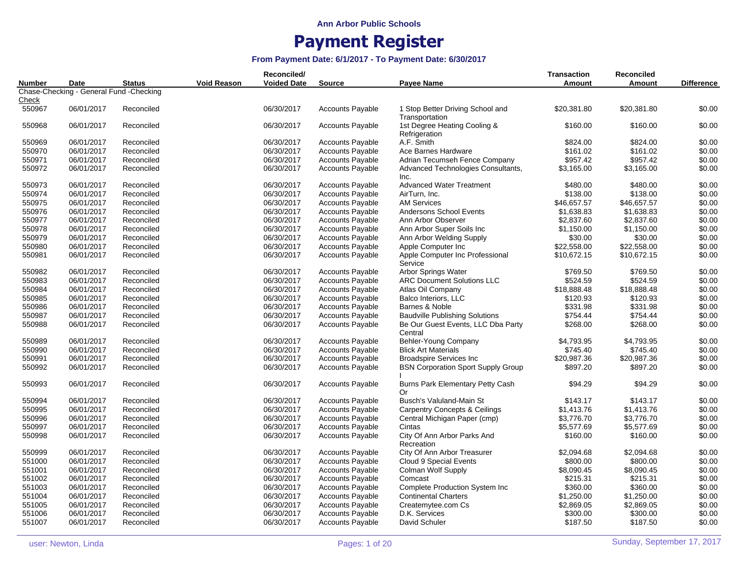# Ann Arbor Public Schools

# Payment Register

### From Payment Date: 6/1/2017 - To Payment Date: 6/30/2017

| Number | Date | Status | Void Reason | Reconciled/ Voided Date | Source | Payee Name | Transaction Amount | Reconciled Amount | Difference |
|---|---|---|---|---|---|---|---|---|---|
| Chase-Checking - General Fund -Checking | | | | | | | | | |
| Check | | | | | | | | | |
| 550967 | 06/01/2017 | Reconciled | | 06/30/2017 | Accounts Payable | 1 Stop Better Driving School and Transportation | $20,381.80 | $20,381.80 | $0.00 |
| 550968 | 06/01/2017 | Reconciled | | 06/30/2017 | Accounts Payable | 1st Degree Heating Cooling & Refrigeration | $160.00 | $160.00 | $0.00 |
| 550969 | 06/01/2017 | Reconciled | | 06/30/2017 | Accounts Payable | A.F. Smith | $824.00 | $824.00 | $0.00 |
| 550970 | 06/01/2017 | Reconciled | | 06/30/2017 | Accounts Payable | Ace Barnes Hardware | $161.02 | $161.02 | $0.00 |
| 550971 | 06/01/2017 | Reconciled | | 06/30/2017 | Accounts Payable | Adrian Tecumseh Fence Company | $957.42 | $957.42 | $0.00 |
| 550972 | 06/01/2017 | Reconciled | | 06/30/2017 | Accounts Payable | Advanced Technologies Consultants, Inc. | $3,165.00 | $3,165.00 | $0.00 |
| 550973 | 06/01/2017 | Reconciled | | 06/30/2017 | Accounts Payable | Advanced Water Treatment | $480.00 | $480.00 | $0.00 |
| 550974 | 06/01/2017 | Reconciled | | 06/30/2017 | Accounts Payable | AirTurn, Inc. | $138.00 | $138.00 | $0.00 |
| 550975 | 06/01/2017 | Reconciled | | 06/30/2017 | Accounts Payable | AM Services | $46,657.57 | $46,657.57 | $0.00 |
| 550976 | 06/01/2017 | Reconciled | | 06/30/2017 | Accounts Payable | Andersons School Events | $1,638.83 | $1,638.83 | $0.00 |
| 550977 | 06/01/2017 | Reconciled | | 06/30/2017 | Accounts Payable | Ann Arbor Observer | $2,837.60 | $2,837.60 | $0.00 |
| 550978 | 06/01/2017 | Reconciled | | 06/30/2017 | Accounts Payable | Ann Arbor Super Soils Inc | $1,150.00 | $1,150.00 | $0.00 |
| 550979 | 06/01/2017 | Reconciled | | 06/30/2017 | Accounts Payable | Ann Arbor Welding Supply | $30.00 | $30.00 | $0.00 |
| 550980 | 06/01/2017 | Reconciled | | 06/30/2017 | Accounts Payable | Apple Computer Inc | $22,558.00 | $22,558.00 | $0.00 |
| 550981 | 06/01/2017 | Reconciled | | 06/30/2017 | Accounts Payable | Apple Computer Inc Professional Service | $10,672.15 | $10,672.15 | $0.00 |
| 550982 | 06/01/2017 | Reconciled | | 06/30/2017 | Accounts Payable | Arbor Springs Water | $769.50 | $769.50 | $0.00 |
| 550983 | 06/01/2017 | Reconciled | | 06/30/2017 | Accounts Payable | ARC Document Solutions LLC | $524.59 | $524.59 | $0.00 |
| 550984 | 06/01/2017 | Reconciled | | 06/30/2017 | Accounts Payable | Atlas Oil Company | $18,888.48 | $18,888.48 | $0.00 |
| 550985 | 06/01/2017 | Reconciled | | 06/30/2017 | Accounts Payable | Balco Interiors, LLC | $120.93 | $120.93 | $0.00 |
| 550986 | 06/01/2017 | Reconciled | | 06/30/2017 | Accounts Payable | Barnes & Noble | $331.98 | $331.98 | $0.00 |
| 550987 | 06/01/2017 | Reconciled | | 06/30/2017 | Accounts Payable | Baudville Publishing Solutions | $754.44 | $754.44 | $0.00 |
| 550988 | 06/01/2017 | Reconciled | | 06/30/2017 | Accounts Payable | Be Our Guest Events, LLC Dba Party Central | $268.00 | $268.00 | $0.00 |
| 550989 | 06/01/2017 | Reconciled | | 06/30/2017 | Accounts Payable | Behler-Young Company | $4,793.95 | $4,793.95 | $0.00 |
| 550990 | 06/01/2017 | Reconciled | | 06/30/2017 | Accounts Payable | Blick Art Materials | $745.40 | $745.40 | $0.00 |
| 550991 | 06/01/2017 | Reconciled | | 06/30/2017 | Accounts Payable | Broadspire Services Inc | $20,987.36 | $20,987.36 | $0.00 |
| 550992 | 06/01/2017 | Reconciled | | 06/30/2017 | Accounts Payable | BSN Corporation Sport Supply Group I | $897.20 | $897.20 | $0.00 |
| 550993 | 06/01/2017 | Reconciled | | 06/30/2017 | Accounts Payable | Burns Park Elementary Petty Cash Or | $94.29 | $94.29 | $0.00 |
| 550994 | 06/01/2017 | Reconciled | | 06/30/2017 | Accounts Payable | Busch's Valuland-Main St | $143.17 | $143.17 | $0.00 |
| 550995 | 06/01/2017 | Reconciled | | 06/30/2017 | Accounts Payable | Carpentry Concepts & Ceilings | $1,413.76 | $1,413.76 | $0.00 |
| 550996 | 06/01/2017 | Reconciled | | 06/30/2017 | Accounts Payable | Central Michigan Paper (cmp) | $3,776.70 | $3,776.70 | $0.00 |
| 550997 | 06/01/2017 | Reconciled | | 06/30/2017 | Accounts Payable | Cintas | $5,577.69 | $5,577.69 | $0.00 |
| 550998 | 06/01/2017 | Reconciled | | 06/30/2017 | Accounts Payable | City Of Ann Arbor Parks And Recreation | $160.00 | $160.00 | $0.00 |
| 550999 | 06/01/2017 | Reconciled | | 06/30/2017 | Accounts Payable | City Of Ann Arbor Treasurer | $2,094.68 | $2,094.68 | $0.00 |
| 551000 | 06/01/2017 | Reconciled | | 06/30/2017 | Accounts Payable | Cloud 9 Special Events | $800.00 | $800.00 | $0.00 |
| 551001 | 06/01/2017 | Reconciled | | 06/30/2017 | Accounts Payable | Colman Wolf Supply | $8,090.45 | $8,090.45 | $0.00 |
| 551002 | 06/01/2017 | Reconciled | | 06/30/2017 | Accounts Payable | Comcast | $215.31 | $215.31 | $0.00 |
| 551003 | 06/01/2017 | Reconciled | | 06/30/2017 | Accounts Payable | Complete Production System Inc | $360.00 | $360.00 | $0.00 |
| 551004 | 06/01/2017 | Reconciled | | 06/30/2017 | Accounts Payable | Continental Charters | $1,250.00 | $1,250.00 | $0.00 |
| 551005 | 06/01/2017 | Reconciled | | 06/30/2017 | Accounts Payable | Createmytee.com Cs | $2,869.05 | $2,869.05 | $0.00 |
| 551006 | 06/01/2017 | Reconciled | | 06/30/2017 | Accounts Payable | D.K. Services | $300.00 | $300.00 | $0.00 |
| 551007 | 06/01/2017 | Reconciled | | 06/30/2017 | Accounts Payable | David Schuler | $187.50 | $187.50 | $0.00 |

user: Newton, Linda

Sunday, September 17, 2017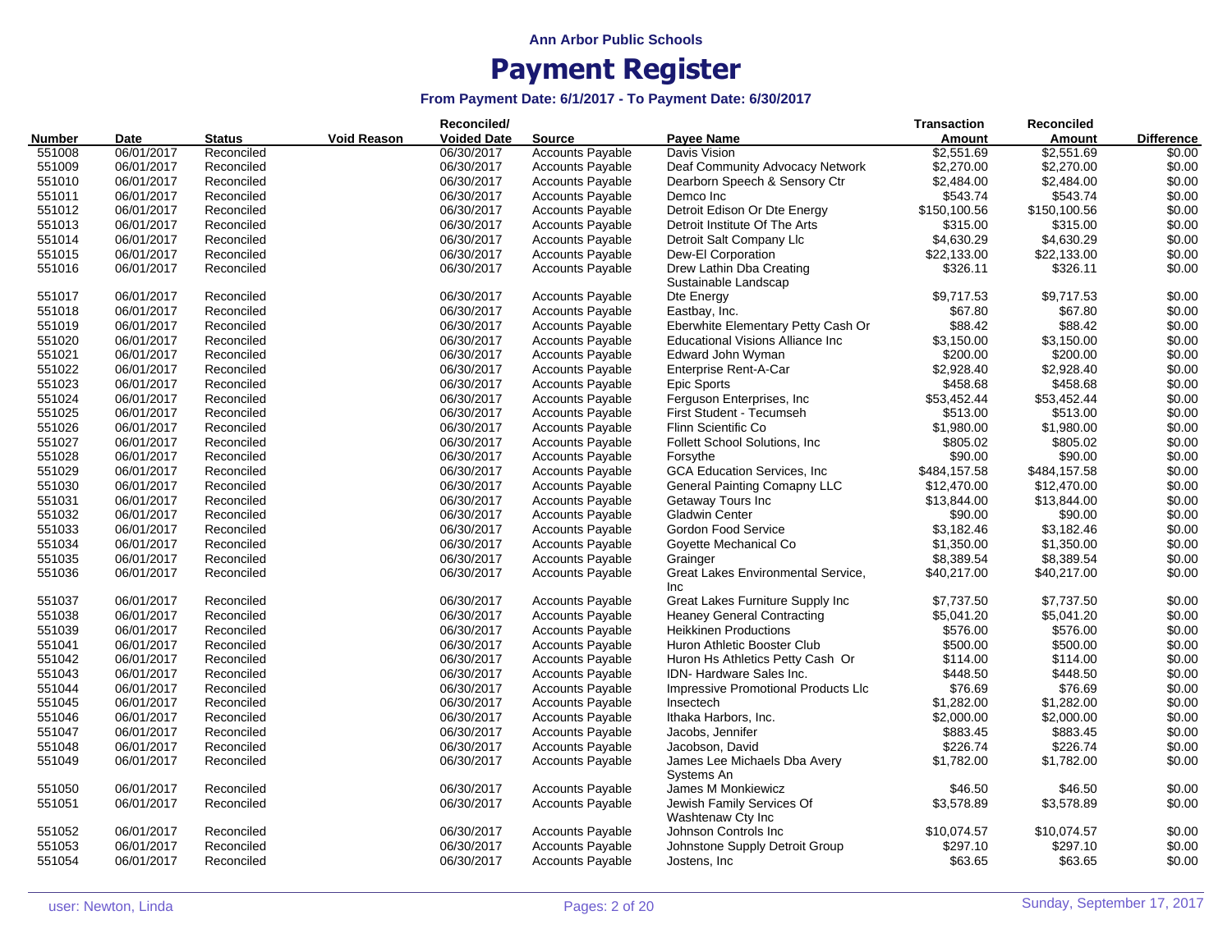Ann Arbor Public Schools

# Payment Register

### From Payment Date: 6/1/2017 - To Payment Date: 6/30/2017

| Number | Date | Status | Void Reason | Reconciled/ Voided Date | Source | Payee Name | Transaction Amount | Reconciled Amount | Difference |
|---|---|---|---|---|---|---|---|---|---|
| 551008 | 06/01/2017 | Reconciled | | 06/30/2017 | Accounts Payable | Davis Vision | $2,551.69 | $2,551.69 | $0.00 |
| 551009 | 06/01/2017 | Reconciled | | 06/30/2017 | Accounts Payable | Deaf Community Advocacy Network | $2,270.00 | $2,270.00 | $0.00 |
| 551010 | 06/01/2017 | Reconciled | | 06/30/2017 | Accounts Payable | Dearborn Speech & Sensory Ctr | $2,484.00 | $2,484.00 | $0.00 |
| 551011 | 06/01/2017 | Reconciled | | 06/30/2017 | Accounts Payable | Demco Inc | $543.74 | $543.74 | $0.00 |
| 551012 | 06/01/2017 | Reconciled | | 06/30/2017 | Accounts Payable | Detroit Edison Or Dte Energy | $150,100.56 | $150,100.56 | $0.00 |
| 551013 | 06/01/2017 | Reconciled | | 06/30/2017 | Accounts Payable | Detroit Institute Of The Arts | $315.00 | $315.00 | $0.00 |
| 551014 | 06/01/2017 | Reconciled | | 06/30/2017 | Accounts Payable | Detroit Salt Company Llc | $4,630.29 | $4,630.29 | $0.00 |
| 551015 | 06/01/2017 | Reconciled | | 06/30/2017 | Accounts Payable | Dew-El Corporation | $22,133.00 | $22,133.00 | $0.00 |
| 551016 | 06/01/2017 | Reconciled | | 06/30/2017 | Accounts Payable | Drew Lathin Dba Creating Sustainable Landscap | $326.11 | $326.11 | $0.00 |
| 551017 | 06/01/2017 | Reconciled | | 06/30/2017 | Accounts Payable | Dte Energy | $9,717.53 | $9,717.53 | $0.00 |
| 551018 | 06/01/2017 | Reconciled | | 06/30/2017 | Accounts Payable | Eastbay, Inc. | $67.80 | $67.80 | $0.00 |
| 551019 | 06/01/2017 | Reconciled | | 06/30/2017 | Accounts Payable | Eberwhite Elementary Petty Cash Or | $88.42 | $88.42 | $0.00 |
| 551020 | 06/01/2017 | Reconciled | | 06/30/2017 | Accounts Payable | Educational Visions Alliance Inc | $3,150.00 | $3,150.00 | $0.00 |
| 551021 | 06/01/2017 | Reconciled | | 06/30/2017 | Accounts Payable | Edward John Wyman | $200.00 | $200.00 | $0.00 |
| 551022 | 06/01/2017 | Reconciled | | 06/30/2017 | Accounts Payable | Enterprise Rent-A-Car | $2,928.40 | $2,928.40 | $0.00 |
| 551023 | 06/01/2017 | Reconciled | | 06/30/2017 | Accounts Payable | Epic Sports | $458.68 | $458.68 | $0.00 |
| 551024 | 06/01/2017 | Reconciled | | 06/30/2017 | Accounts Payable | Ferguson Enterprises, Inc | $53,452.44 | $53,452.44 | $0.00 |
| 551025 | 06/01/2017 | Reconciled | | 06/30/2017 | Accounts Payable | First Student - Tecumseh | $513.00 | $513.00 | $0.00 |
| 551026 | 06/01/2017 | Reconciled | | 06/30/2017 | Accounts Payable | Flinn Scientific Co | $1,980.00 | $1,980.00 | $0.00 |
| 551027 | 06/01/2017 | Reconciled | | 06/30/2017 | Accounts Payable | Follett School Solutions, Inc | $805.02 | $805.02 | $0.00 |
| 551028 | 06/01/2017 | Reconciled | | 06/30/2017 | Accounts Payable | Forsythe | $90.00 | $90.00 | $0.00 |
| 551029 | 06/01/2017 | Reconciled | | 06/30/2017 | Accounts Payable | GCA Education Services, Inc | $484,157.58 | $484,157.58 | $0.00 |
| 551030 | 06/01/2017 | Reconciled | | 06/30/2017 | Accounts Payable | General Painting Comapny LLC | $12,470.00 | $12,470.00 | $0.00 |
| 551031 | 06/01/2017 | Reconciled | | 06/30/2017 | Accounts Payable | Getaway Tours Inc | $13,844.00 | $13,844.00 | $0.00 |
| 551032 | 06/01/2017 | Reconciled | | 06/30/2017 | Accounts Payable | Gladwin Center | $90.00 | $90.00 | $0.00 |
| 551033 | 06/01/2017 | Reconciled | | 06/30/2017 | Accounts Payable | Gordon Food Service | $3,182.46 | $3,182.46 | $0.00 |
| 551034 | 06/01/2017 | Reconciled | | 06/30/2017 | Accounts Payable | Goyette Mechanical Co | $1,350.00 | $1,350.00 | $0.00 |
| 551035 | 06/01/2017 | Reconciled | | 06/30/2017 | Accounts Payable | Grainger | $8,389.54 | $8,389.54 | $0.00 |
| 551036 | 06/01/2017 | Reconciled | | 06/30/2017 | Accounts Payable | Great Lakes Environmental Service, Inc | $40,217.00 | $40,217.00 | $0.00 |
| 551037 | 06/01/2017 | Reconciled | | 06/30/2017 | Accounts Payable | Great Lakes Furniture Supply Inc | $7,737.50 | $7,737.50 | $0.00 |
| 551038 | 06/01/2017 | Reconciled | | 06/30/2017 | Accounts Payable | Heaney General Contracting | $5,041.20 | $5,041.20 | $0.00 |
| 551039 | 06/01/2017 | Reconciled | | 06/30/2017 | Accounts Payable | Heikkinen Productions | $576.00 | $576.00 | $0.00 |
| 551041 | 06/01/2017 | Reconciled | | 06/30/2017 | Accounts Payable | Huron Athletic Booster Club | $500.00 | $500.00 | $0.00 |
| 551042 | 06/01/2017 | Reconciled | | 06/30/2017 | Accounts Payable | Huron Hs Athletics Petty Cash Or | $114.00 | $114.00 | $0.00 |
| 551043 | 06/01/2017 | Reconciled | | 06/30/2017 | Accounts Payable | IDN- Hardware Sales Inc. | $448.50 | $448.50 | $0.00 |
| 551044 | 06/01/2017 | Reconciled | | 06/30/2017 | Accounts Payable | Impressive Promotional Products Llc | $76.69 | $76.69 | $0.00 |
| 551045 | 06/01/2017 | Reconciled | | 06/30/2017 | Accounts Payable | Insectech | $1,282.00 | $1,282.00 | $0.00 |
| 551046 | 06/01/2017 | Reconciled | | 06/30/2017 | Accounts Payable | Ithaka Harbors, Inc. | $2,000.00 | $2,000.00 | $0.00 |
| 551047 | 06/01/2017 | Reconciled | | 06/30/2017 | Accounts Payable | Jacobs, Jennifer | $883.45 | $883.45 | $0.00 |
| 551048 | 06/01/2017 | Reconciled | | 06/30/2017 | Accounts Payable | Jacobson, David | $226.74 | $226.74 | $0.00 |
| 551049 | 06/01/2017 | Reconciled | | 06/30/2017 | Accounts Payable | James Lee Michaels Dba Avery Systems An | $1,782.00 | $1,782.00 | $0.00 |
| 551050 | 06/01/2017 | Reconciled | | 06/30/2017 | Accounts Payable | James M Monkiewicz | $46.50 | $46.50 | $0.00 |
| 551051 | 06/01/2017 | Reconciled | | 06/30/2017 | Accounts Payable | Jewish Family Services Of Washtenaw Cty Inc | $3,578.89 | $3,578.89 | $0.00 |
| 551052 | 06/01/2017 | Reconciled | | 06/30/2017 | Accounts Payable | Johnson Controls Inc | $10,074.57 | $10,074.57 | $0.00 |
| 551053 | 06/01/2017 | Reconciled | | 06/30/2017 | Accounts Payable | Johnstone Supply Detroit Group | $297.10 | $297.10 | $0.00 |
| 551054 | 06/01/2017 | Reconciled | | 06/30/2017 | Accounts Payable | Jostens, Inc | $63.65 | $63.65 | $0.00 |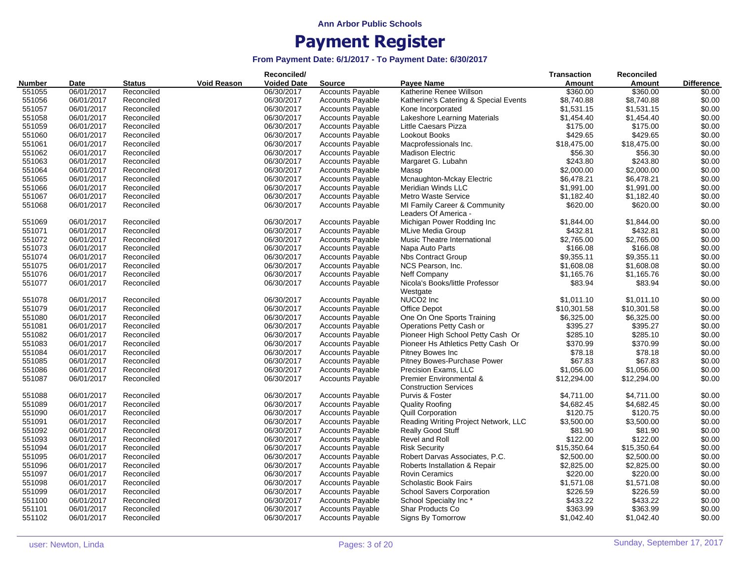Ann Arbor Public Schools

# Payment Register

### From Payment Date: 6/1/2017 - To Payment Date: 6/30/2017

| Number | Date | Status | Void Reason | Reconciled/ Voided Date | Source | Payee Name | Transaction Amount | Reconciled Amount | Difference |
|---|---|---|---|---|---|---|---|---|---|
| 551055 | 06/01/2017 | Reconciled | | 06/30/2017 | Accounts Payable | Katherine Renee Willson | $360.00 | $360.00 | $0.00 |
| 551056 | 06/01/2017 | Reconciled | | 06/30/2017 | Accounts Payable | Katherine's Catering & Special Events | $8,740.88 | $8,740.88 | $0.00 |
| 551057 | 06/01/2017 | Reconciled | | 06/30/2017 | Accounts Payable | Kone Incorporated | $1,531.15 | $1,531.15 | $0.00 |
| 551058 | 06/01/2017 | Reconciled | | 06/30/2017 | Accounts Payable | Lakeshore Learning Materials | $1,454.40 | $1,454.40 | $0.00 |
| 551059 | 06/01/2017 | Reconciled | | 06/30/2017 | Accounts Payable | Little Caesars Pizza | $175.00 | $175.00 | $0.00 |
| 551060 | 06/01/2017 | Reconciled | | 06/30/2017 | Accounts Payable | Lookout Books | $429.65 | $429.65 | $0.00 |
| 551061 | 06/01/2017 | Reconciled | | 06/30/2017 | Accounts Payable | Macprofessionals Inc. | $18,475.00 | $18,475.00 | $0.00 |
| 551062 | 06/01/2017 | Reconciled | | 06/30/2017 | Accounts Payable | Madison Electric | $56.30 | $56.30 | $0.00 |
| 551063 | 06/01/2017 | Reconciled | | 06/30/2017 | Accounts Payable | Margaret G. Lubahn | $243.80 | $243.80 | $0.00 |
| 551064 | 06/01/2017 | Reconciled | | 06/30/2017 | Accounts Payable | Massp | $2,000.00 | $2,000.00 | $0.00 |
| 551065 | 06/01/2017 | Reconciled | | 06/30/2017 | Accounts Payable | Mcnaughton-Mckay Electric | $6,478.21 | $6,478.21 | $0.00 |
| 551066 | 06/01/2017 | Reconciled | | 06/30/2017 | Accounts Payable | Meridian Winds LLC | $1,991.00 | $1,991.00 | $0.00 |
| 551067 | 06/01/2017 | Reconciled | | 06/30/2017 | Accounts Payable | Metro Waste Service | $1,182.40 | $1,182.40 | $0.00 |
| 551068 | 06/01/2017 | Reconciled | | 06/30/2017 | Accounts Payable | MI Family Career & Community Leaders Of America - | $620.00 | $620.00 | $0.00 |
| 551069 | 06/01/2017 | Reconciled | | 06/30/2017 | Accounts Payable | Michigan Power Rodding Inc | $1,844.00 | $1,844.00 | $0.00 |
| 551071 | 06/01/2017 | Reconciled | | 06/30/2017 | Accounts Payable | MLive Media Group | $432.81 | $432.81 | $0.00 |
| 551072 | 06/01/2017 | Reconciled | | 06/30/2017 | Accounts Payable | Music Theatre International | $2,765.00 | $2,765.00 | $0.00 |
| 551073 | 06/01/2017 | Reconciled | | 06/30/2017 | Accounts Payable | Napa Auto Parts | $166.08 | $166.08 | $0.00 |
| 551074 | 06/01/2017 | Reconciled | | 06/30/2017 | Accounts Payable | Nbs Contract Group | $9,355.11 | $9,355.11 | $0.00 |
| 551075 | 06/01/2017 | Reconciled | | 06/30/2017 | Accounts Payable | NCS Pearson, Inc. | $1,608.08 | $1,608.08 | $0.00 |
| 551076 | 06/01/2017 | Reconciled | | 06/30/2017 | Accounts Payable | Neff Company | $1,165.76 | $1,165.76 | $0.00 |
| 551077 | 06/01/2017 | Reconciled | | 06/30/2017 | Accounts Payable | Nicola's Books/little Professor Westgate | $83.94 | $83.94 | $0.00 |
| 551078 | 06/01/2017 | Reconciled | | 06/30/2017 | Accounts Payable | NUCO2 Inc | $1,011.10 | $1,011.10 | $0.00 |
| 551079 | 06/01/2017 | Reconciled | | 06/30/2017 | Accounts Payable | Office Depot | $10,301.58 | $10,301.58 | $0.00 |
| 551080 | 06/01/2017 | Reconciled | | 06/30/2017 | Accounts Payable | One On One Sports Training | $6,325.00 | $6,325.00 | $0.00 |
| 551081 | 06/01/2017 | Reconciled | | 06/30/2017 | Accounts Payable | Operations Petty Cash or | $395.27 | $395.27 | $0.00 |
| 551082 | 06/01/2017 | Reconciled | | 06/30/2017 | Accounts Payable | Pioneer High School Petty Cash Or | $285.10 | $285.10 | $0.00 |
| 551083 | 06/01/2017 | Reconciled | | 06/30/2017 | Accounts Payable | Pioneer Hs Athletics Petty Cash Or | $370.99 | $370.99 | $0.00 |
| 551084 | 06/01/2017 | Reconciled | | 06/30/2017 | Accounts Payable | Pitney Bowes Inc | $78.18 | $78.18 | $0.00 |
| 551085 | 06/01/2017 | Reconciled | | 06/30/2017 | Accounts Payable | Pitney Bowes-Purchase Power | $67.83 | $67.83 | $0.00 |
| 551086 | 06/01/2017 | Reconciled | | 06/30/2017 | Accounts Payable | Precision Exams, LLC | $1,056.00 | $1,056.00 | $0.00 |
| 551087 | 06/01/2017 | Reconciled | | 06/30/2017 | Accounts Payable | Premier Environmental & Construction Services | $12,294.00 | $12,294.00 | $0.00 |
| 551088 | 06/01/2017 | Reconciled | | 06/30/2017 | Accounts Payable | Purvis & Foster | $4,711.00 | $4,711.00 | $0.00 |
| 551089 | 06/01/2017 | Reconciled | | 06/30/2017 | Accounts Payable | Quality Roofing | $4,682.45 | $4,682.45 | $0.00 |
| 551090 | 06/01/2017 | Reconciled | | 06/30/2017 | Accounts Payable | Quill Corporation | $120.75 | $120.75 | $0.00 |
| 551091 | 06/01/2017 | Reconciled | | 06/30/2017 | Accounts Payable | Reading Writing Project Network, LLC | $3,500.00 | $3,500.00 | $0.00 |
| 551092 | 06/01/2017 | Reconciled | | 06/30/2017 | Accounts Payable | Really Good Stuff | $81.90 | $81.90 | $0.00 |
| 551093 | 06/01/2017 | Reconciled | | 06/30/2017 | Accounts Payable | Revel and Roll | $122.00 | $122.00 | $0.00 |
| 551094 | 06/01/2017 | Reconciled | | 06/30/2017 | Accounts Payable | Risk Security | $15,350.64 | $15,350.64 | $0.00 |
| 551095 | 06/01/2017 | Reconciled | | 06/30/2017 | Accounts Payable | Robert Darvas Associates, P.C. | $2,500.00 | $2,500.00 | $0.00 |
| 551096 | 06/01/2017 | Reconciled | | 06/30/2017 | Accounts Payable | Roberts Installation & Repair | $2,825.00 | $2,825.00 | $0.00 |
| 551097 | 06/01/2017 | Reconciled | | 06/30/2017 | Accounts Payable | Rovin Ceramics | $220.00 | $220.00 | $0.00 |
| 551098 | 06/01/2017 | Reconciled | | 06/30/2017 | Accounts Payable | Scholastic Book Fairs | $1,571.08 | $1,571.08 | $0.00 |
| 551099 | 06/01/2017 | Reconciled | | 06/30/2017 | Accounts Payable | School Savers Corporation | $226.59 | $226.59 | $0.00 |
| 551100 | 06/01/2017 | Reconciled | | 06/30/2017 | Accounts Payable | School Specialty Inc * | $433.22 | $433.22 | $0.00 |
| 551101 | 06/01/2017 | Reconciled | | 06/30/2017 | Accounts Payable | Shar Products Co | $363.99 | $363.99 | $0.00 |
| 551102 | 06/01/2017 | Reconciled | | 06/30/2017 | Accounts Payable | Signs By Tomorrow | $1,042.40 | $1,042.40 | $0.00 |

user: Newton, Linda

Sunday, September 17, 2017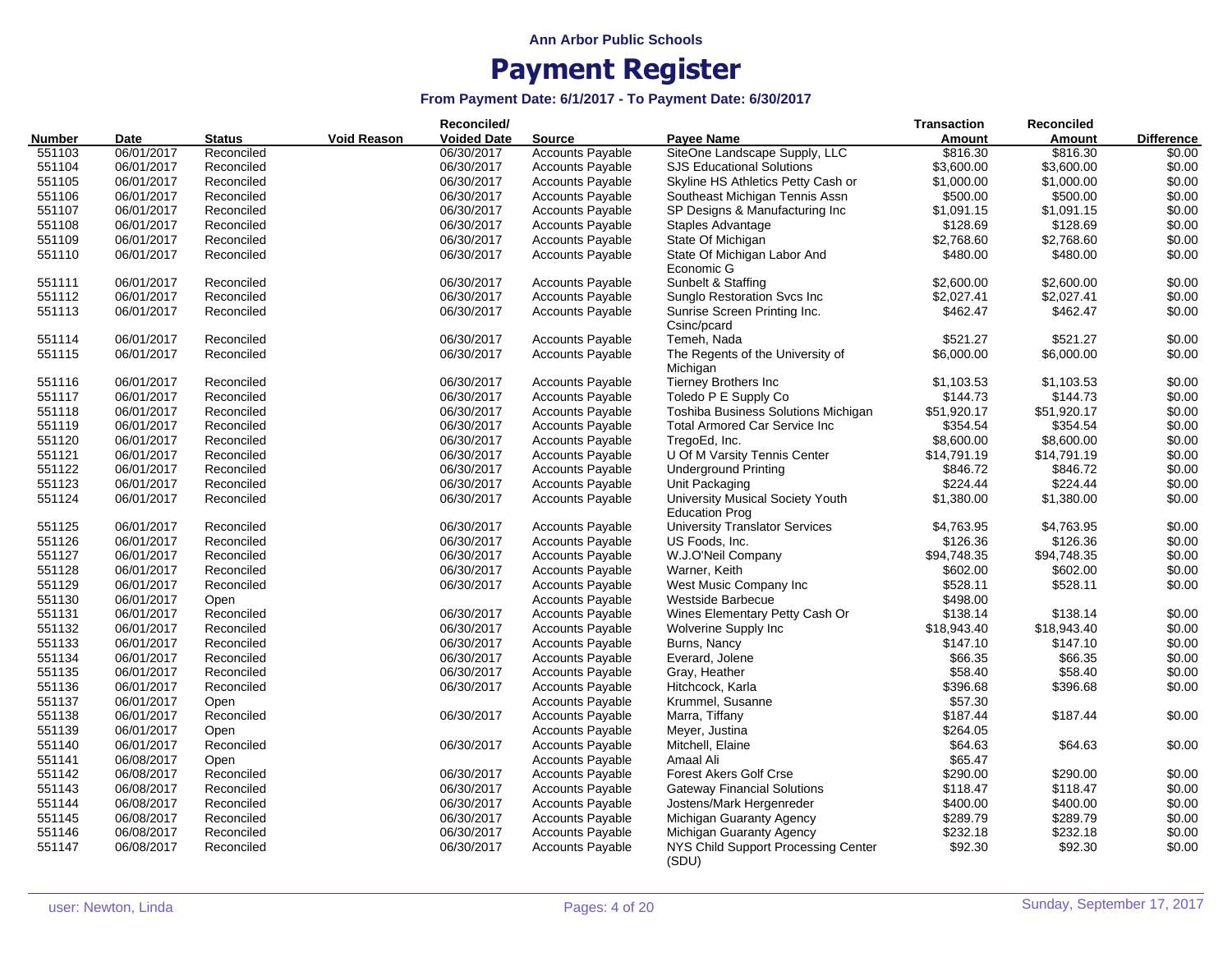**Ann Arbor Public Schools**

# Payment Register

### From Payment Date: 6/1/2017 - To Payment Date: 6/30/2017

| Number | Date | Status | Void Reason | Reconciled/ Voided Date | Source | Payee Name | Transaction Amount | Reconciled Amount | Difference |
|---|---|---|---|---|---|---|---|---|---|
| 551103 | 06/01/2017 | Reconciled | | 06/30/2017 | Accounts Payable | SiteOne Landscape Supply, LLC | $816.30 | $816.30 | $0.00 |
| 551104 | 06/01/2017 | Reconciled | | 06/30/2017 | Accounts Payable | SJS Educational Solutions | $3,600.00 | $3,600.00 | $0.00 |
| 551105 | 06/01/2017 | Reconciled | | 06/30/2017 | Accounts Payable | Skyline HS Athletics Petty Cash or | $1,000.00 | $1,000.00 | $0.00 |
| 551106 | 06/01/2017 | Reconciled | | 06/30/2017 | Accounts Payable | Southeast Michigan Tennis Assn | $500.00 | $500.00 | $0.00 |
| 551107 | 06/01/2017 | Reconciled | | 06/30/2017 | Accounts Payable | SP Designs & Manufacturing Inc | $1,091.15 | $1,091.15 | $0.00 |
| 551108 | 06/01/2017 | Reconciled | | 06/30/2017 | Accounts Payable | Staples Advantage | $128.69 | $128.69 | $0.00 |
| 551109 | 06/01/2017 | Reconciled | | 06/30/2017 | Accounts Payable | State Of Michigan | $2,768.60 | $2,768.60 | $0.00 |
| 551110 | 06/01/2017 | Reconciled | | 06/30/2017 | Accounts Payable | State Of Michigan Labor And Economic G | $480.00 | $480.00 | $0.00 |
| 551111 | 06/01/2017 | Reconciled | | 06/30/2017 | Accounts Payable | Sunbelt & Staffing | $2,600.00 | $2,600.00 | $0.00 |
| 551112 | 06/01/2017 | Reconciled | | 06/30/2017 | Accounts Payable | Sunglo Restoration Svcs Inc | $2,027.41 | $2,027.41 | $0.00 |
| 551113 | 06/01/2017 | Reconciled | | 06/30/2017 | Accounts Payable | Sunrise Screen Printing Inc. Csinc/pcard | $462.47 | $462.47 | $0.00 |
| 551114 | 06/01/2017 | Reconciled | | 06/30/2017 | Accounts Payable | Temeh, Nada | $521.27 | $521.27 | $0.00 |
| 551115 | 06/01/2017 | Reconciled | | 06/30/2017 | Accounts Payable | The Regents of the University of Michigan | $6,000.00 | $6,000.00 | $0.00 |
| 551116 | 06/01/2017 | Reconciled | | 06/30/2017 | Accounts Payable | Tierney Brothers Inc | $1,103.53 | $1,103.53 | $0.00 |
| 551117 | 06/01/2017 | Reconciled | | 06/30/2017 | Accounts Payable | Toledo P E Supply Co | $144.73 | $144.73 | $0.00 |
| 551118 | 06/01/2017 | Reconciled | | 06/30/2017 | Accounts Payable | Toshiba Business Solutions Michigan | $51,920.17 | $51,920.17 | $0.00 |
| 551119 | 06/01/2017 | Reconciled | | 06/30/2017 | Accounts Payable | Total Armored Car Service Inc | $354.54 | $354.54 | $0.00 |
| 551120 | 06/01/2017 | Reconciled | | 06/30/2017 | Accounts Payable | TregoEd, Inc. | $8,600.00 | $8,600.00 | $0.00 |
| 551121 | 06/01/2017 | Reconciled | | 06/30/2017 | Accounts Payable | U Of M Varsity Tennis Center | $14,791.19 | $14,791.19 | $0.00 |
| 551122 | 06/01/2017 | Reconciled | | 06/30/2017 | Accounts Payable | Underground Printing | $846.72 | $846.72 | $0.00 |
| 551123 | 06/01/2017 | Reconciled | | 06/30/2017 | Accounts Payable | Unit Packaging | $224.44 | $224.44 | $0.00 |
| 551124 | 06/01/2017 | Reconciled | | 06/30/2017 | Accounts Payable | University Musical Society Youth Education Prog | $1,380.00 | $1,380.00 | $0.00 |
| 551125 | 06/01/2017 | Reconciled | | 06/30/2017 | Accounts Payable | University Translator Services | $4,763.95 | $4,763.95 | $0.00 |
| 551126 | 06/01/2017 | Reconciled | | 06/30/2017 | Accounts Payable | US Foods, Inc. | $126.36 | $126.36 | $0.00 |
| 551127 | 06/01/2017 | Reconciled | | 06/30/2017 | Accounts Payable | W.J.O'Neil Company | $94,748.35 | $94,748.35 | $0.00 |
| 551128 | 06/01/2017 | Reconciled | | 06/30/2017 | Accounts Payable | Warner, Keith | $602.00 | $602.00 | $0.00 |
| 551129 | 06/01/2017 | Reconciled | | 06/30/2017 | Accounts Payable | West Music Company Inc | $528.11 | $528.11 | $0.00 |
| 551130 | 06/01/2017 | Open | | | Accounts Payable | Westside Barbecue | $498.00 | | |
| 551131 | 06/01/2017 | Reconciled | | 06/30/2017 | Accounts Payable | Wines Elementary Petty Cash Or | $138.14 | $138.14 | $0.00 |
| 551132 | 06/01/2017 | Reconciled | | 06/30/2017 | Accounts Payable | Wolverine Supply Inc | $18,943.40 | $18,943.40 | $0.00 |
| 551133 | 06/01/2017 | Reconciled | | 06/30/2017 | Accounts Payable | Burns, Nancy | $147.10 | $147.10 | $0.00 |
| 551134 | 06/01/2017 | Reconciled | | 06/30/2017 | Accounts Payable | Everard, Jolene | $66.35 | $66.35 | $0.00 |
| 551135 | 06/01/2017 | Reconciled | | 06/30/2017 | Accounts Payable | Gray, Heather | $58.40 | $58.40 | $0.00 |
| 551136 | 06/01/2017 | Reconciled | | 06/30/2017 | Accounts Payable | Hitchcock, Karla | $396.68 | $396.68 | $0.00 |
| 551137 | 06/01/2017 | Open | | | Accounts Payable | Krummel, Susanne | $57.30 | | |
| 551138 | 06/01/2017 | Reconciled | | 06/30/2017 | Accounts Payable | Marra, Tiffany | $187.44 | $187.44 | $0.00 |
| 551139 | 06/01/2017 | Open | | | Accounts Payable | Meyer, Justina | $264.05 | | |
| 551140 | 06/01/2017 | Reconciled | | 06/30/2017 | Accounts Payable | Mitchell, Elaine | $64.63 | $64.63 | $0.00 |
| 551141 | 06/08/2017 | Open | | | Accounts Payable | Amaal Ali | $65.47 | | |
| 551142 | 06/08/2017 | Reconciled | | 06/30/2017 | Accounts Payable | Forest Akers Golf Crse | $290.00 | $290.00 | $0.00 |
| 551143 | 06/08/2017 | Reconciled | | 06/30/2017 | Accounts Payable | Gateway Financial Solutions | $118.47 | $118.47 | $0.00 |
| 551144 | 06/08/2017 | Reconciled | | 06/30/2017 | Accounts Payable | Jostens/Mark Hergenreder | $400.00 | $400.00 | $0.00 |
| 551145 | 06/08/2017 | Reconciled | | 06/30/2017 | Accounts Payable | Michigan Guaranty Agency | $289.79 | $289.79 | $0.00 |
| 551146 | 06/08/2017 | Reconciled | | 06/30/2017 | Accounts Payable | Michigan Guaranty Agency | $232.18 | $232.18 | $0.00 |
| 551147 | 06/08/2017 | Reconciled | | 06/30/2017 | Accounts Payable | NYS Child Support Processing Center (SDU) | $92.30 | $92.30 | $0.00 |

user: Newton, Linda — Sunday, September 17, 2017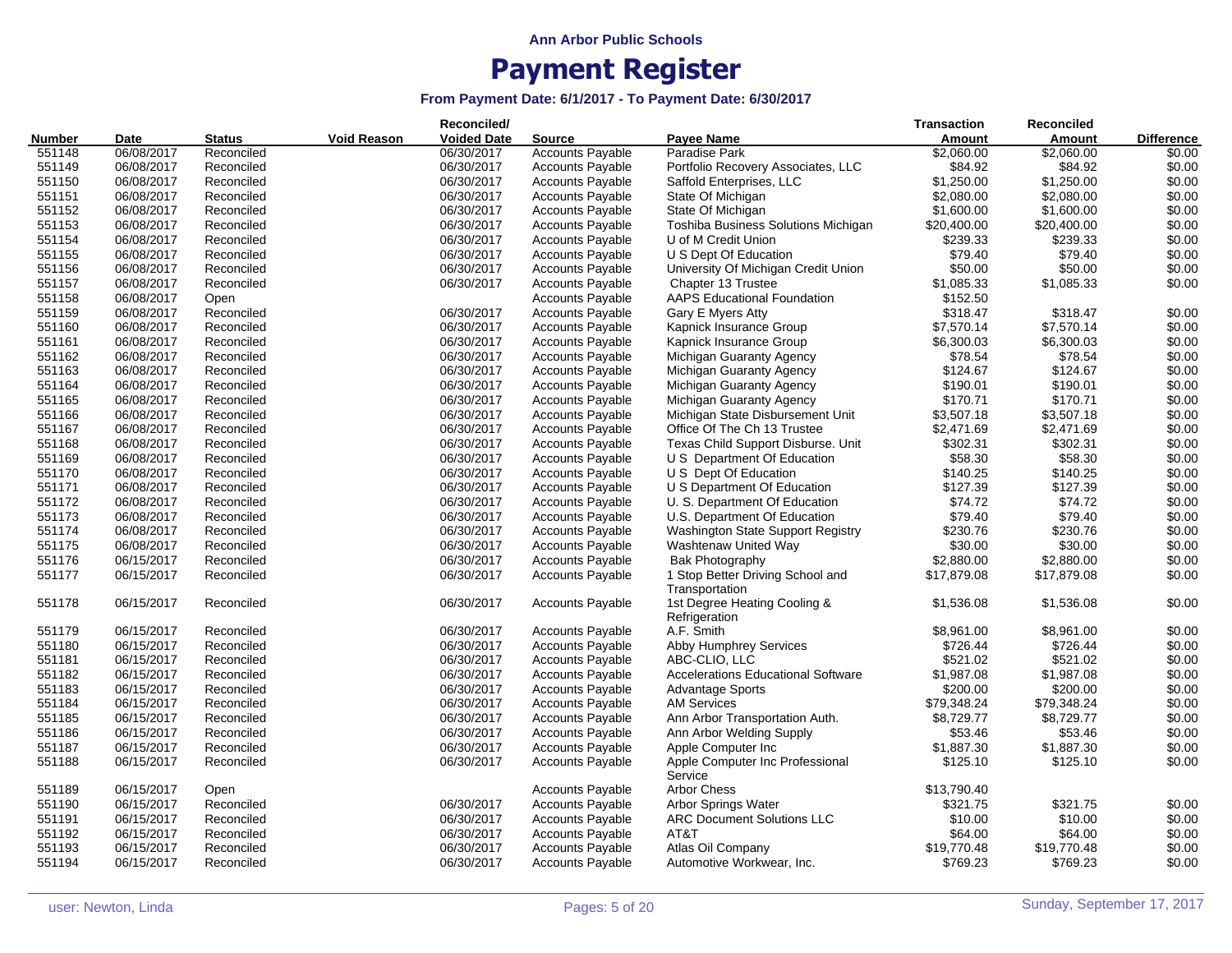Ann Arbor Public Schools

# Payment Register

**From Payment Date: 6/1/2017 - To Payment Date: 6/30/2017**

| Number | Date | Status | Void Reason | Reconciled/ Voided Date | Source | Payee Name | Transaction Amount | Reconciled Amount | Difference |
|---|---|---|---|---|---|---|---|---|---|
| 551148 | 06/08/2017 | Reconciled | | 06/30/2017 | Accounts Payable | Paradise Park | $2,060.00 | $2,060.00 | $0.00 |
| 551149 | 06/08/2017 | Reconciled | | 06/30/2017 | Accounts Payable | Portfolio Recovery Associates, LLC | $84.92 | $84.92 | $0.00 |
| 551150 | 06/08/2017 | Reconciled | | 06/30/2017 | Accounts Payable | Saffold Enterprises, LLC | $1,250.00 | $1,250.00 | $0.00 |
| 551151 | 06/08/2017 | Reconciled | | 06/30/2017 | Accounts Payable | State Of Michigan | $2,080.00 | $2,080.00 | $0.00 |
| 551152 | 06/08/2017 | Reconciled | | 06/30/2017 | Accounts Payable | State Of Michigan | $1,600.00 | $1,600.00 | $0.00 |
| 551153 | 06/08/2017 | Reconciled | | 06/30/2017 | Accounts Payable | Toshiba Business Solutions Michigan | $20,400.00 | $20,400.00 | $0.00 |
| 551154 | 06/08/2017 | Reconciled | | 06/30/2017 | Accounts Payable | U of M Credit Union | $239.33 | $239.33 | $0.00 |
| 551155 | 06/08/2017 | Reconciled | | 06/30/2017 | Accounts Payable | U S Dept Of Education | $79.40 | $79.40 | $0.00 |
| 551156 | 06/08/2017 | Reconciled | | 06/30/2017 | Accounts Payable | University Of Michigan Credit Union | $50.00 | $50.00 | $0.00 |
| 551157 | 06/08/2017 | Reconciled | | 06/30/2017 | Accounts Payable | Chapter 13 Trustee | $1,085.33 | $1,085.33 | $0.00 |
| 551158 | 06/08/2017 | Open | | | Accounts Payable | AAPS Educational Foundation | $152.50 | | |
| 551159 | 06/08/2017 | Reconciled | | 06/30/2017 | Accounts Payable | Gary E Myers Atty | $318.47 | $318.47 | $0.00 |
| 551160 | 06/08/2017 | Reconciled | | 06/30/2017 | Accounts Payable | Kapnick Insurance Group | $7,570.14 | $7,570.14 | $0.00 |
| 551161 | 06/08/2017 | Reconciled | | 06/30/2017 | Accounts Payable | Kapnick Insurance Group | $6,300.03 | $6,300.03 | $0.00 |
| 551162 | 06/08/2017 | Reconciled | | 06/30/2017 | Accounts Payable | Michigan Guaranty Agency | $78.54 | $78.54 | $0.00 |
| 551163 | 06/08/2017 | Reconciled | | 06/30/2017 | Accounts Payable | Michigan Guaranty Agency | $124.67 | $124.67 | $0.00 |
| 551164 | 06/08/2017 | Reconciled | | 06/30/2017 | Accounts Payable | Michigan Guaranty Agency | $190.01 | $190.01 | $0.00 |
| 551165 | 06/08/2017 | Reconciled | | 06/30/2017 | Accounts Payable | Michigan Guaranty Agency | $170.71 | $170.71 | $0.00 |
| 551166 | 06/08/2017 | Reconciled | | 06/30/2017 | Accounts Payable | Michigan State Disbursement Unit | $3,507.18 | $3,507.18 | $0.00 |
| 551167 | 06/08/2017 | Reconciled | | 06/30/2017 | Accounts Payable | Office Of The Ch 13 Trustee | $2,471.69 | $2,471.69 | $0.00 |
| 551168 | 06/08/2017 | Reconciled | | 06/30/2017 | Accounts Payable | Texas Child Support Disburse. Unit | $302.31 | $302.31 | $0.00 |
| 551169 | 06/08/2017 | Reconciled | | 06/30/2017 | Accounts Payable | U S Department Of Education | $58.30 | $58.30 | $0.00 |
| 551170 | 06/08/2017 | Reconciled | | 06/30/2017 | Accounts Payable | U S Dept Of Education | $140.25 | $140.25 | $0.00 |
| 551171 | 06/08/2017 | Reconciled | | 06/30/2017 | Accounts Payable | U S Department Of Education | $127.39 | $127.39 | $0.00 |
| 551172 | 06/08/2017 | Reconciled | | 06/30/2017 | Accounts Payable | U. S. Department Of Education | $74.72 | $74.72 | $0.00 |
| 551173 | 06/08/2017 | Reconciled | | 06/30/2017 | Accounts Payable | U.S. Department Of Education | $79.40 | $79.40 | $0.00 |
| 551174 | 06/08/2017 | Reconciled | | 06/30/2017 | Accounts Payable | Washington State Support Registry | $230.76 | $230.76 | $0.00 |
| 551175 | 06/08/2017 | Reconciled | | 06/30/2017 | Accounts Payable | Washtenaw United Way | $30.00 | $30.00 | $0.00 |
| 551176 | 06/15/2017 | Reconciled | | 06/30/2017 | Accounts Payable | Bak Photography | $2,880.00 | $2,880.00 | $0.00 |
| 551177 | 06/15/2017 | Reconciled | | 06/30/2017 | Accounts Payable | 1 Stop Better Driving School and Transportation | $17,879.08 | $17,879.08 | $0.00 |
| 551178 | 06/15/2017 | Reconciled | | 06/30/2017 | Accounts Payable | 1st Degree Heating Cooling & Refrigeration | $1,536.08 | $1,536.08 | $0.00 |
| 551179 | 06/15/2017 | Reconciled | | 06/30/2017 | Accounts Payable | A.F. Smith | $8,961.00 | $8,961.00 | $0.00 |
| 551180 | 06/15/2017 | Reconciled | | 06/30/2017 | Accounts Payable | Abby Humphrey Services | $726.44 | $726.44 | $0.00 |
| 551181 | 06/15/2017 | Reconciled | | 06/30/2017 | Accounts Payable | ABC-CLIO, LLC | $521.02 | $521.02 | $0.00 |
| 551182 | 06/15/2017 | Reconciled | | 06/30/2017 | Accounts Payable | Accelerations Educational Software | $1,987.08 | $1,987.08 | $0.00 |
| 551183 | 06/15/2017 | Reconciled | | 06/30/2017 | Accounts Payable | Advantage Sports | $200.00 | $200.00 | $0.00 |
| 551184 | 06/15/2017 | Reconciled | | 06/30/2017 | Accounts Payable | AM Services | $79,348.24 | $79,348.24 | $0.00 |
| 551185 | 06/15/2017 | Reconciled | | 06/30/2017 | Accounts Payable | Ann Arbor Transportation Auth. | $8,729.77 | $8,729.77 | $0.00 |
| 551186 | 06/15/2017 | Reconciled | | 06/30/2017 | Accounts Payable | Ann Arbor Welding Supply | $53.46 | $53.46 | $0.00 |
| 551187 | 06/15/2017 | Reconciled | | 06/30/2017 | Accounts Payable | Apple Computer Inc | $1,887.30 | $1,887.30 | $0.00 |
| 551188 | 06/15/2017 | Reconciled | | 06/30/2017 | Accounts Payable | Apple Computer Inc Professional Service | $125.10 | $125.10 | $0.00 |
| 551189 | 06/15/2017 | Open | | | Accounts Payable | Arbor Chess | $13,790.40 | | |
| 551190 | 06/15/2017 | Reconciled | | 06/30/2017 | Accounts Payable | Arbor Springs Water | $321.75 | $321.75 | $0.00 |
| 551191 | 06/15/2017 | Reconciled | | 06/30/2017 | Accounts Payable | ARC Document Solutions LLC | $10.00 | $10.00 | $0.00 |
| 551192 | 06/15/2017 | Reconciled | | 06/30/2017 | Accounts Payable | AT&T | $64.00 | $64.00 | $0.00 |
| 551193 | 06/15/2017 | Reconciled | | 06/30/2017 | Accounts Payable | Atlas Oil Company | $19,770.48 | $19,770.48 | $0.00 |
| 551194 | 06/15/2017 | Reconciled | | 06/30/2017 | Accounts Payable | Automotive Workwear, Inc. | $769.23 | $769.23 | $0.00 |

user: Newton, Linda — Sunday, September 17, 2017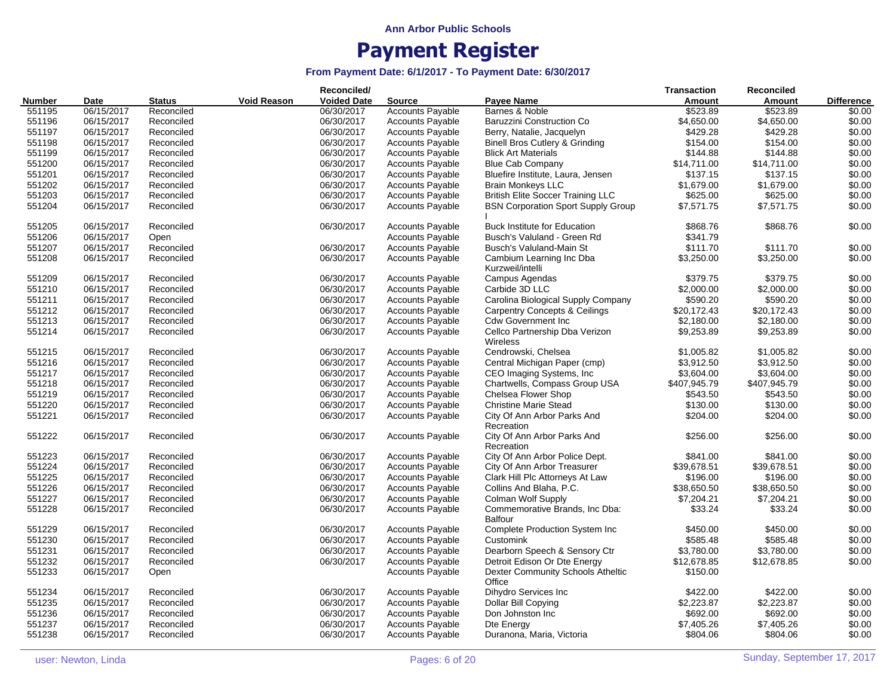Ann Arbor Public Schools

# Payment Register

### From Payment Date: 6/1/2017 - To Payment Date: 6/30/2017

| Number | Date | Status | Void Reason | Reconciled/ Voided Date | Source | Payee Name | Transaction Amount | Reconciled Amount | Difference |
|---|---|---|---|---|---|---|---|---|---|
| 551195 | 06/15/2017 | Reconciled | | 06/30/2017 | Accounts Payable | Barnes & Noble | $523.89 | $523.89 | $0.00 |
| 551196 | 06/15/2017 | Reconciled | | 06/30/2017 | Accounts Payable | Baruzzini Construction Co | $4,650.00 | $4,650.00 | $0.00 |
| 551197 | 06/15/2017 | Reconciled | | 06/30/2017 | Accounts Payable | Berry, Natalie, Jacquelyn | $429.28 | $429.28 | $0.00 |
| 551198 | 06/15/2017 | Reconciled | | 06/30/2017 | Accounts Payable | Binell Bros Cutlery & Grinding | $154.00 | $154.00 | $0.00 |
| 551199 | 06/15/2017 | Reconciled | | 06/30/2017 | Accounts Payable | Blick Art Materials | $144.88 | $144.88 | $0.00 |
| 551200 | 06/15/2017 | Reconciled | | 06/30/2017 | Accounts Payable | Blue Cab Company | $14,711.00 | $14,711.00 | $0.00 |
| 551201 | 06/15/2017 | Reconciled | | 06/30/2017 | Accounts Payable | Bluefire Institute, Laura, Jensen | $137.15 | $137.15 | $0.00 |
| 551202 | 06/15/2017 | Reconciled | | 06/30/2017 | Accounts Payable | Brain Monkeys LLC | $1,679.00 | $1,679.00 | $0.00 |
| 551203 | 06/15/2017 | Reconciled | | 06/30/2017 | Accounts Payable | British Elite Soccer Training LLC | $625.00 | $625.00 | $0.00 |
| 551204 | 06/15/2017 | Reconciled | | 06/30/2017 | Accounts Payable | BSN Corporation Sport Supply Group I | $7,571.75 | $7,571.75 | $0.00 |
| 551205 | 06/15/2017 | Reconciled | | 06/30/2017 | Accounts Payable | Buck Institute for Education | $868.76 | $868.76 | $0.00 |
| 551206 | 06/15/2017 | Open | | | Accounts Payable | Busch's Valuland - Green Rd | $341.79 | | |
| 551207 | 06/15/2017 | Reconciled | | 06/30/2017 | Accounts Payable | Busch's Valuland-Main St | $111.70 | $111.70 | $0.00 |
| 551208 | 06/15/2017 | Reconciled | | 06/30/2017 | Accounts Payable | Cambium Learning Inc Dba Kurzweil/intelli | $3,250.00 | $3,250.00 | $0.00 |
| 551209 | 06/15/2017 | Reconciled | | 06/30/2017 | Accounts Payable | Campus Agendas | $379.75 | $379.75 | $0.00 |
| 551210 | 06/15/2017 | Reconciled | | 06/30/2017 | Accounts Payable | Carbide 3D LLC | $2,000.00 | $2,000.00 | $0.00 |
| 551211 | 06/15/2017 | Reconciled | | 06/30/2017 | Accounts Payable | Carolina Biological Supply Company | $590.20 | $590.20 | $0.00 |
| 551212 | 06/15/2017 | Reconciled | | 06/30/2017 | Accounts Payable | Carpentry Concepts & Ceilings | $20,172.43 | $20,172.43 | $0.00 |
| 551213 | 06/15/2017 | Reconciled | | 06/30/2017 | Accounts Payable | Cdw Government Inc | $2,180.00 | $2,180.00 | $0.00 |
| 551214 | 06/15/2017 | Reconciled | | 06/30/2017 | Accounts Payable | Cellco Partnership Dba Verizon Wireless | $9,253.89 | $9,253.89 | $0.00 |
| 551215 | 06/15/2017 | Reconciled | | 06/30/2017 | Accounts Payable | Cendrowski, Chelsea | $1,005.82 | $1,005.82 | $0.00 |
| 551216 | 06/15/2017 | Reconciled | | 06/30/2017 | Accounts Payable | Central Michigan Paper (cmp) | $3,912.50 | $3,912.50 | $0.00 |
| 551217 | 06/15/2017 | Reconciled | | 06/30/2017 | Accounts Payable | CEO Imaging Systems, Inc | $3,604.00 | $3,604.00 | $0.00 |
| 551218 | 06/15/2017 | Reconciled | | 06/30/2017 | Accounts Payable | Chartwells, Compass Group USA | $407,945.79 | $407,945.79 | $0.00 |
| 551219 | 06/15/2017 | Reconciled | | 06/30/2017 | Accounts Payable | Chelsea Flower Shop | $543.50 | $543.50 | $0.00 |
| 551220 | 06/15/2017 | Reconciled | | 06/30/2017 | Accounts Payable | Christine Marie Stead | $130.00 | $130.00 | $0.00 |
| 551221 | 06/15/2017 | Reconciled | | 06/30/2017 | Accounts Payable | City Of Ann Arbor Parks And Recreation | $204.00 | $204.00 | $0.00 |
| 551222 | 06/15/2017 | Reconciled | | 06/30/2017 | Accounts Payable | City Of Ann Arbor Parks And Recreation | $256.00 | $256.00 | $0.00 |
| 551223 | 06/15/2017 | Reconciled | | 06/30/2017 | Accounts Payable | City Of Ann Arbor Police Dept. | $841.00 | $841.00 | $0.00 |
| 551224 | 06/15/2017 | Reconciled | | 06/30/2017 | Accounts Payable | City Of Ann Arbor Treasurer | $39,678.51 | $39,678.51 | $0.00 |
| 551225 | 06/15/2017 | Reconciled | | 06/30/2017 | Accounts Payable | Clark Hill Plc Attorneys At Law | $196.00 | $196.00 | $0.00 |
| 551226 | 06/15/2017 | Reconciled | | 06/30/2017 | Accounts Payable | Collins And Blaha, P.C. | $38,650.50 | $38,650.50 | $0.00 |
| 551227 | 06/15/2017 | Reconciled | | 06/30/2017 | Accounts Payable | Colman Wolf Supply | $7,204.21 | $7,204.21 | $0.00 |
| 551228 | 06/15/2017 | Reconciled | | 06/30/2017 | Accounts Payable | Commemorative Brands, Inc Dba: Balfour | $33.24 | $33.24 | $0.00 |
| 551229 | 06/15/2017 | Reconciled | | 06/30/2017 | Accounts Payable | Complete Production System Inc | $450.00 | $450.00 | $0.00 |
| 551230 | 06/15/2017 | Reconciled | | 06/30/2017 | Accounts Payable | Customink | $585.48 | $585.48 | $0.00 |
| 551231 | 06/15/2017 | Reconciled | | 06/30/2017 | Accounts Payable | Dearborn Speech & Sensory Ctr | $3,780.00 | $3,780.00 | $0.00 |
| 551232 | 06/15/2017 | Reconciled | | 06/30/2017 | Accounts Payable | Detroit Edison Or Dte Energy | $12,678.85 | $12,678.85 | $0.00 |
| 551233 | 06/15/2017 | Open | | | Accounts Payable | Dexter Community Schools Atheltic Office | $150.00 | | |
| 551234 | 06/15/2017 | Reconciled | | 06/30/2017 | Accounts Payable | Dihydro Services Inc | $422.00 | $422.00 | $0.00 |
| 551235 | 06/15/2017 | Reconciled | | 06/30/2017 | Accounts Payable | Dollar Bill Copying | $2,223.87 | $2,223.87 | $0.00 |
| 551236 | 06/15/2017 | Reconciled | | 06/30/2017 | Accounts Payable | Don Johnston Inc | $692.00 | $692.00 | $0.00 |
| 551237 | 06/15/2017 | Reconciled | | 06/30/2017 | Accounts Payable | Dte Energy | $7,405.26 | $7,405.26 | $0.00 |
| 551238 | 06/15/2017 | Reconciled | | 06/30/2017 | Accounts Payable | Duranona, Maria, Victoria | $804.06 | $804.06 | $0.00 |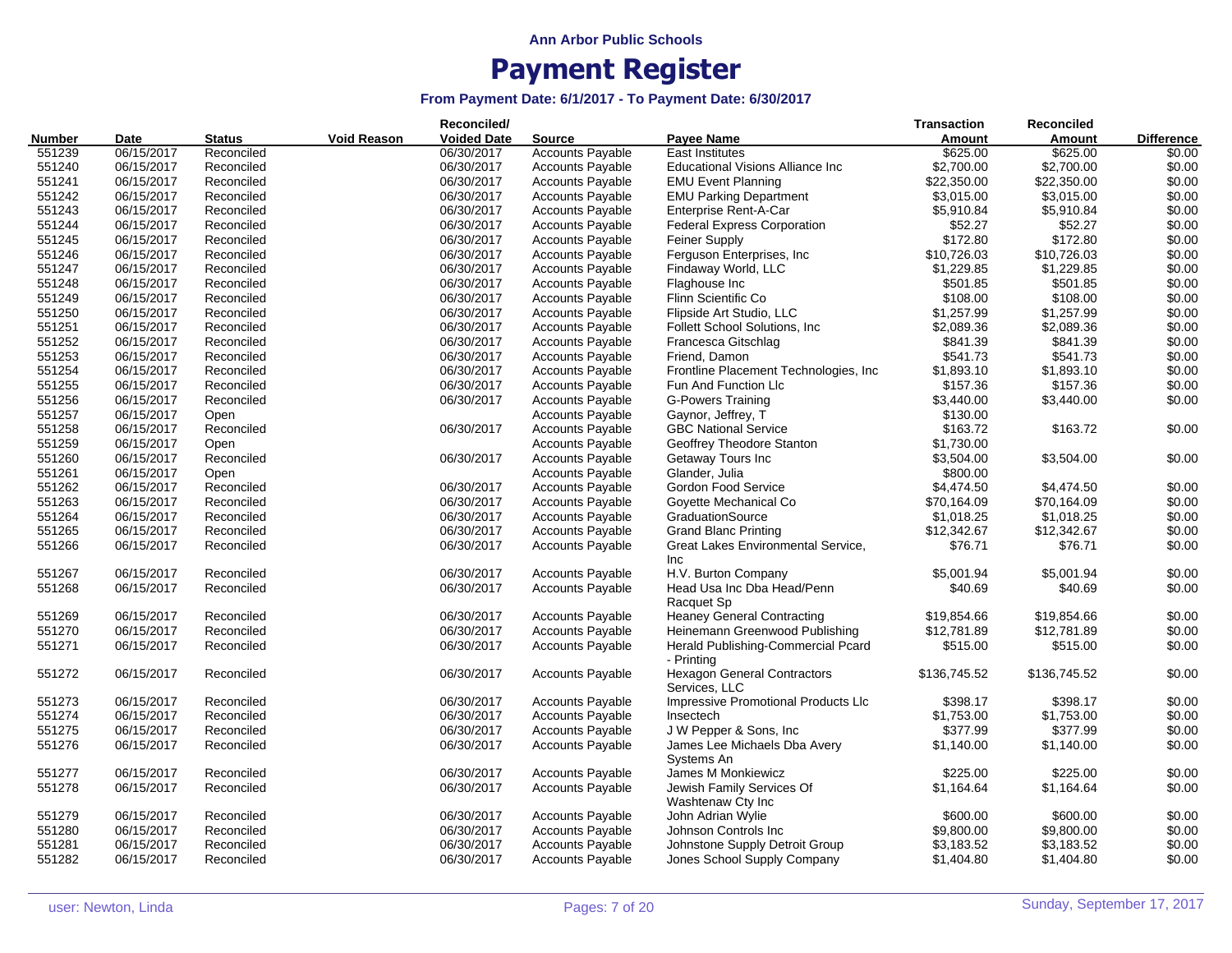**Ann Arbor Public Schools**

# Payment Register

### From Payment Date: 6/1/2017 - To Payment Date: 6/30/2017

| Number | Date | Status | Void Reason | Reconciled/ Voided Date | Source | Payee Name | Transaction Amount | Reconciled Amount | Difference |
|---|---|---|---|---|---|---|---|---|---|
| 551239 | 06/15/2017 | Reconciled | | 06/30/2017 | Accounts Payable | East Institutes | $625.00 | $625.00 | $0.00 |
| 551240 | 06/15/2017 | Reconciled | | 06/30/2017 | Accounts Payable | Educational Visions Alliance Inc | $2,700.00 | $2,700.00 | $0.00 |
| 551241 | 06/15/2017 | Reconciled | | 06/30/2017 | Accounts Payable | EMU Event Planning | $22,350.00 | $22,350.00 | $0.00 |
| 551242 | 06/15/2017 | Reconciled | | 06/30/2017 | Accounts Payable | EMU Parking Department | $3,015.00 | $3,015.00 | $0.00 |
| 551243 | 06/15/2017 | Reconciled | | 06/30/2017 | Accounts Payable | Enterprise Rent-A-Car | $5,910.84 | $5,910.84 | $0.00 |
| 551244 | 06/15/2017 | Reconciled | | 06/30/2017 | Accounts Payable | Federal Express Corporation | $52.27 | $52.27 | $0.00 |
| 551245 | 06/15/2017 | Reconciled | | 06/30/2017 | Accounts Payable | Feiner Supply | $172.80 | $172.80 | $0.00 |
| 551246 | 06/15/2017 | Reconciled | | 06/30/2017 | Accounts Payable | Ferguson Enterprises, Inc | $10,726.03 | $10,726.03 | $0.00 |
| 551247 | 06/15/2017 | Reconciled | | 06/30/2017 | Accounts Payable | Findaway World, LLC | $1,229.85 | $1,229.85 | $0.00 |
| 551248 | 06/15/2017 | Reconciled | | 06/30/2017 | Accounts Payable | Flaghouse Inc | $501.85 | $501.85 | $0.00 |
| 551249 | 06/15/2017 | Reconciled | | 06/30/2017 | Accounts Payable | Flinn Scientific Co | $108.00 | $108.00 | $0.00 |
| 551250 | 06/15/2017 | Reconciled | | 06/30/2017 | Accounts Payable | Flipside Art Studio, LLC | $1,257.99 | $1,257.99 | $0.00 |
| 551251 | 06/15/2017 | Reconciled | | 06/30/2017 | Accounts Payable | Follett School Solutions, Inc | $2,089.36 | $2,089.36 | $0.00 |
| 551252 | 06/15/2017 | Reconciled | | 06/30/2017 | Accounts Payable | Francesca Gitschlag | $841.39 | $841.39 | $0.00 |
| 551253 | 06/15/2017 | Reconciled | | 06/30/2017 | Accounts Payable | Friend, Damon | $541.73 | $541.73 | $0.00 |
| 551254 | 06/15/2017 | Reconciled | | 06/30/2017 | Accounts Payable | Frontline Placement Technologies, Inc | $1,893.10 | $1,893.10 | $0.00 |
| 551255 | 06/15/2017 | Reconciled | | 06/30/2017 | Accounts Payable | Fun And Function Llc | $157.36 | $157.36 | $0.00 |
| 551256 | 06/15/2017 | Reconciled | | 06/30/2017 | Accounts Payable | G-Powers Training | $3,440.00 | $3,440.00 | $0.00 |
| 551257 | 06/15/2017 | Open | | | Accounts Payable | Gaynor, Jeffrey, T | $130.00 | | |
| 551258 | 06/15/2017 | Reconciled | | 06/30/2017 | Accounts Payable | GBC National Service | $163.72 | $163.72 | $0.00 |
| 551259 | 06/15/2017 | Open | | | Accounts Payable | Geoffrey Theodore Stanton | $1,730.00 | | |
| 551260 | 06/15/2017 | Reconciled | | 06/30/2017 | Accounts Payable | Getaway Tours Inc | $3,504.00 | $3,504.00 | $0.00 |
| 551261 | 06/15/2017 | Open | | | Accounts Payable | Glander, Julia | $800.00 | | |
| 551262 | 06/15/2017 | Reconciled | | 06/30/2017 | Accounts Payable | Gordon Food Service | $4,474.50 | $4,474.50 | $0.00 |
| 551263 | 06/15/2017 | Reconciled | | 06/30/2017 | Accounts Payable | Goyette Mechanical Co | $70,164.09 | $70,164.09 | $0.00 |
| 551264 | 06/15/2017 | Reconciled | | 06/30/2017 | Accounts Payable | GraduationSource | $1,018.25 | $1,018.25 | $0.00 |
| 551265 | 06/15/2017 | Reconciled | | 06/30/2017 | Accounts Payable | Grand Blanc Printing | $12,342.67 | $12,342.67 | $0.00 |
| 551266 | 06/15/2017 | Reconciled | | 06/30/2017 | Accounts Payable | Great Lakes Environmental Service, Inc | $76.71 | $76.71 | $0.00 |
| 551267 | 06/15/2017 | Reconciled | | 06/30/2017 | Accounts Payable | H.V. Burton Company | $5,001.94 | $5,001.94 | $0.00 |
| 551268 | 06/15/2017 | Reconciled | | 06/30/2017 | Accounts Payable | Head Usa Inc Dba Head/Penn Racquet Sp | $40.69 | $40.69 | $0.00 |
| 551269 | 06/15/2017 | Reconciled | | 06/30/2017 | Accounts Payable | Heaney General Contracting | $19,854.66 | $19,854.66 | $0.00 |
| 551270 | 06/15/2017 | Reconciled | | 06/30/2017 | Accounts Payable | Heinemann Greenwood Publishing | $12,781.89 | $12,781.89 | $0.00 |
| 551271 | 06/15/2017 | Reconciled | | 06/30/2017 | Accounts Payable | Herald Publishing-Commercial Pcard - Printing | $515.00 | $515.00 | $0.00 |
| 551272 | 06/15/2017 | Reconciled | | 06/30/2017 | Accounts Payable | Hexagon General Contractors Services, LLC | $136,745.52 | $136,745.52 | $0.00 |
| 551273 | 06/15/2017 | Reconciled | | 06/30/2017 | Accounts Payable | Impressive Promotional Products Llc | $398.17 | $398.17 | $0.00 |
| 551274 | 06/15/2017 | Reconciled | | 06/30/2017 | Accounts Payable | Insectech | $1,753.00 | $1,753.00 | $0.00 |
| 551275 | 06/15/2017 | Reconciled | | 06/30/2017 | Accounts Payable | J W Pepper & Sons, Inc | $377.99 | $377.99 | $0.00 |
| 551276 | 06/15/2017 | Reconciled | | 06/30/2017 | Accounts Payable | James Lee Michaels Dba Avery Systems An | $1,140.00 | $1,140.00 | $0.00 |
| 551277 | 06/15/2017 | Reconciled | | 06/30/2017 | Accounts Payable | James M Monkiewicz | $225.00 | $225.00 | $0.00 |
| 551278 | 06/15/2017 | Reconciled | | 06/30/2017 | Accounts Payable | Jewish Family Services Of Washtenaw Cty Inc | $1,164.64 | $1,164.64 | $0.00 |
| 551279 | 06/15/2017 | Reconciled | | 06/30/2017 | Accounts Payable | John Adrian Wylie | $600.00 | $600.00 | $0.00 |
| 551280 | 06/15/2017 | Reconciled | | 06/30/2017 | Accounts Payable | Johnson Controls Inc | $9,800.00 | $9,800.00 | $0.00 |
| 551281 | 06/15/2017 | Reconciled | | 06/30/2017 | Accounts Payable | Johnstone Supply Detroit Group | $3,183.52 | $3,183.52 | $0.00 |
| 551282 | 06/15/2017 | Reconciled | | 06/30/2017 | Accounts Payable | Jones School Supply Company | $1,404.80 | $1,404.80 | $0.00 |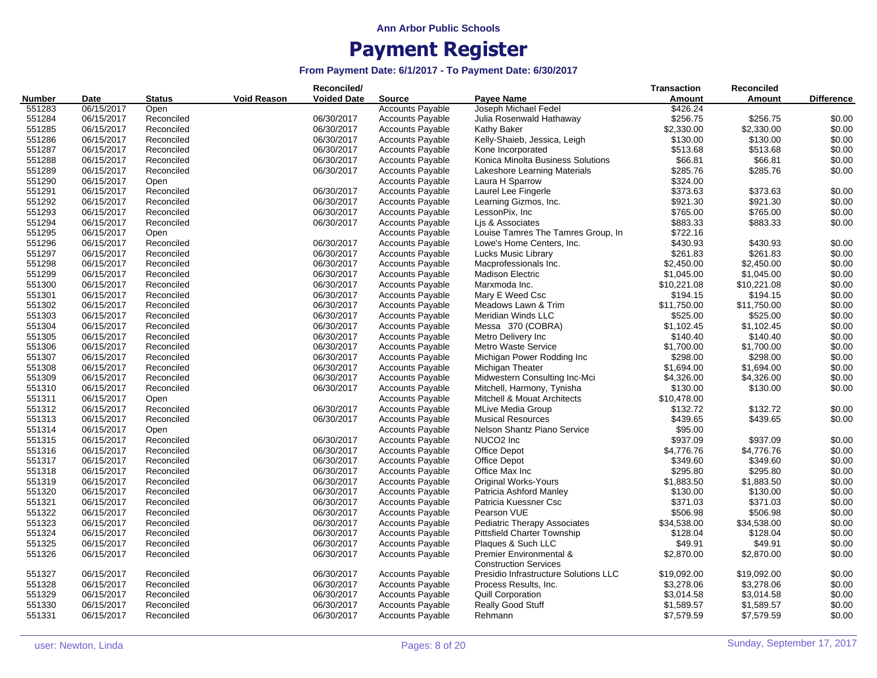**Ann Arbor Public Schools**

# Payment Register

**From Payment Date: 6/1/2017 - To Payment Date: 6/30/2017**

| Number | Date | Status | Void Reason | Reconciled/ Voided Date | Source | Payee Name | Transaction Amount | Reconciled Amount | Difference |
|---|---|---|---|---|---|---|---|---|---|
| 551283 | 06/15/2017 | Open | | | Accounts Payable | Joseph Michael Fedel | $426.24 | | |
| 551284 | 06/15/2017 | Reconciled | | 06/30/2017 | Accounts Payable | Julia Rosenwald Hathaway | $256.75 | $256.75 | $0.00 |
| 551285 | 06/15/2017 | Reconciled | | 06/30/2017 | Accounts Payable | Kathy Baker | $2,330.00 | $2,330.00 | $0.00 |
| 551286 | 06/15/2017 | Reconciled | | 06/30/2017 | Accounts Payable | Kelly-Shaieb, Jessica, Leigh | $130.00 | $130.00 | $0.00 |
| 551287 | 06/15/2017 | Reconciled | | 06/30/2017 | Accounts Payable | Kone Incorporated | $513.68 | $513.68 | $0.00 |
| 551288 | 06/15/2017 | Reconciled | | 06/30/2017 | Accounts Payable | Konica Minolta Business Solutions | $66.81 | $66.81 | $0.00 |
| 551289 | 06/15/2017 | Reconciled | | 06/30/2017 | Accounts Payable | Lakeshore Learning Materials | $285.76 | $285.76 | $0.00 |
| 551290 | 06/15/2017 | Open | | | Accounts Payable | Laura H Sparrow | $324.00 | | |
| 551291 | 06/15/2017 | Reconciled | | 06/30/2017 | Accounts Payable | Laurel Lee Fingerle | $373.63 | $373.63 | $0.00 |
| 551292 | 06/15/2017 | Reconciled | | 06/30/2017 | Accounts Payable | Learning Gizmos, Inc. | $921.30 | $921.30 | $0.00 |
| 551293 | 06/15/2017 | Reconciled | | 06/30/2017 | Accounts Payable | LessonPix, Inc | $765.00 | $765.00 | $0.00 |
| 551294 | 06/15/2017 | Reconciled | | 06/30/2017 | Accounts Payable | Ljs & Associates | $883.33 | $883.33 | $0.00 |
| 551295 | 06/15/2017 | Open | | | Accounts Payable | Louise Tamres The Tamres Group, In | $722.16 | | |
| 551296 | 06/15/2017 | Reconciled | | 06/30/2017 | Accounts Payable | Lowe's Home Centers, Inc. | $430.93 | $430.93 | $0.00 |
| 551297 | 06/15/2017 | Reconciled | | 06/30/2017 | Accounts Payable | Lucks Music Library | $261.83 | $261.83 | $0.00 |
| 551298 | 06/15/2017 | Reconciled | | 06/30/2017 | Accounts Payable | Macprofessionals Inc. | $2,450.00 | $2,450.00 | $0.00 |
| 551299 | 06/15/2017 | Reconciled | | 06/30/2017 | Accounts Payable | Madison Electric | $1,045.00 | $1,045.00 | $0.00 |
| 551300 | 06/15/2017 | Reconciled | | 06/30/2017 | Accounts Payable | Marxmoda Inc. | $10,221.08 | $10,221.08 | $0.00 |
| 551301 | 06/15/2017 | Reconciled | | 06/30/2017 | Accounts Payable | Mary E Weed Csc | $194.15 | $194.15 | $0.00 |
| 551302 | 06/15/2017 | Reconciled | | 06/30/2017 | Accounts Payable | Meadows Lawn & Trim | $11,750.00 | $11,750.00 | $0.00 |
| 551303 | 06/15/2017 | Reconciled | | 06/30/2017 | Accounts Payable | Meridian Winds LLC | $525.00 | $525.00 | $0.00 |
| 551304 | 06/15/2017 | Reconciled | | 06/30/2017 | Accounts Payable | Messa 370 (COBRA) | $1,102.45 | $1,102.45 | $0.00 |
| 551305 | 06/15/2017 | Reconciled | | 06/30/2017 | Accounts Payable | Metro Delivery Inc | $140.40 | $140.40 | $0.00 |
| 551306 | 06/15/2017 | Reconciled | | 06/30/2017 | Accounts Payable | Metro Waste Service | $1,700.00 | $1,700.00 | $0.00 |
| 551307 | 06/15/2017 | Reconciled | | 06/30/2017 | Accounts Payable | Michigan Power Rodding Inc | $298.00 | $298.00 | $0.00 |
| 551308 | 06/15/2017 | Reconciled | | 06/30/2017 | Accounts Payable | Michigan Theater | $1,694.00 | $1,694.00 | $0.00 |
| 551309 | 06/15/2017 | Reconciled | | 06/30/2017 | Accounts Payable | Midwestern Consulting Inc-Mci | $4,326.00 | $4,326.00 | $0.00 |
| 551310 | 06/15/2017 | Reconciled | | 06/30/2017 | Accounts Payable | Mitchell, Harmony, Tynisha | $130.00 | $130.00 | $0.00 |
| 551311 | 06/15/2017 | Open | | | Accounts Payable | Mitchell & Mouat Architects | $10,478.00 | | |
| 551312 | 06/15/2017 | Reconciled | | 06/30/2017 | Accounts Payable | MLive Media Group | $132.72 | $132.72 | $0.00 |
| 551313 | 06/15/2017 | Reconciled | | 06/30/2017 | Accounts Payable | Musical Resources | $439.65 | $439.65 | $0.00 |
| 551314 | 06/15/2017 | Open | | | Accounts Payable | Nelson Shantz Piano Service | $95.00 | | |
| 551315 | 06/15/2017 | Reconciled | | 06/30/2017 | Accounts Payable | NUCO2 Inc | $937.09 | $937.09 | $0.00 |
| 551316 | 06/15/2017 | Reconciled | | 06/30/2017 | Accounts Payable | Office Depot | $4,776.76 | $4,776.76 | $0.00 |
| 551317 | 06/15/2017 | Reconciled | | 06/30/2017 | Accounts Payable | Office Depot | $349.60 | $349.60 | $0.00 |
| 551318 | 06/15/2017 | Reconciled | | 06/30/2017 | Accounts Payable | Office Max Inc | $295.80 | $295.80 | $0.00 |
| 551319 | 06/15/2017 | Reconciled | | 06/30/2017 | Accounts Payable | Original Works-Yours | $1,883.50 | $1,883.50 | $0.00 |
| 551320 | 06/15/2017 | Reconciled | | 06/30/2017 | Accounts Payable | Patricia Ashford Manley | $130.00 | $130.00 | $0.00 |
| 551321 | 06/15/2017 | Reconciled | | 06/30/2017 | Accounts Payable | Patricia Kuessner Csc | $371.03 | $371.03 | $0.00 |
| 551322 | 06/15/2017 | Reconciled | | 06/30/2017 | Accounts Payable | Pearson VUE | $506.98 | $506.98 | $0.00 |
| 551323 | 06/15/2017 | Reconciled | | 06/30/2017 | Accounts Payable | Pediatric Therapy Associates | $34,538.00 | $34,538.00 | $0.00 |
| 551324 | 06/15/2017 | Reconciled | | 06/30/2017 | Accounts Payable | Pittsfield Charter Township | $128.04 | $128.04 | $0.00 |
| 551325 | 06/15/2017 | Reconciled | | 06/30/2017 | Accounts Payable | Plaques & Such LLC | $49.91 | $49.91 | $0.00 |
| 551326 | 06/15/2017 | Reconciled | | 06/30/2017 | Accounts Payable | Premier Environmental & Construction Services | $2,870.00 | $2,870.00 | $0.00 |
| 551327 | 06/15/2017 | Reconciled | | 06/30/2017 | Accounts Payable | Presidio Infrastructure Solutions LLC | $19,092.00 | $19,092.00 | $0.00 |
| 551328 | 06/15/2017 | Reconciled | | 06/30/2017 | Accounts Payable | Process Results, Inc. | $3,278.06 | $3,278.06 | $0.00 |
| 551329 | 06/15/2017 | Reconciled | | 06/30/2017 | Accounts Payable | Quill Corporation | $3,014.58 | $3,014.58 | $0.00 |
| 551330 | 06/15/2017 | Reconciled | | 06/30/2017 | Accounts Payable | Really Good Stuff | $1,589.57 | $1,589.57 | $0.00 |
| 551331 | 06/15/2017 | Reconciled | | 06/30/2017 | Accounts Payable | Rehmann | $7,579.59 | $7,579.59 | $0.00 |

user: Newton, Linda — Sunday, September 17, 2017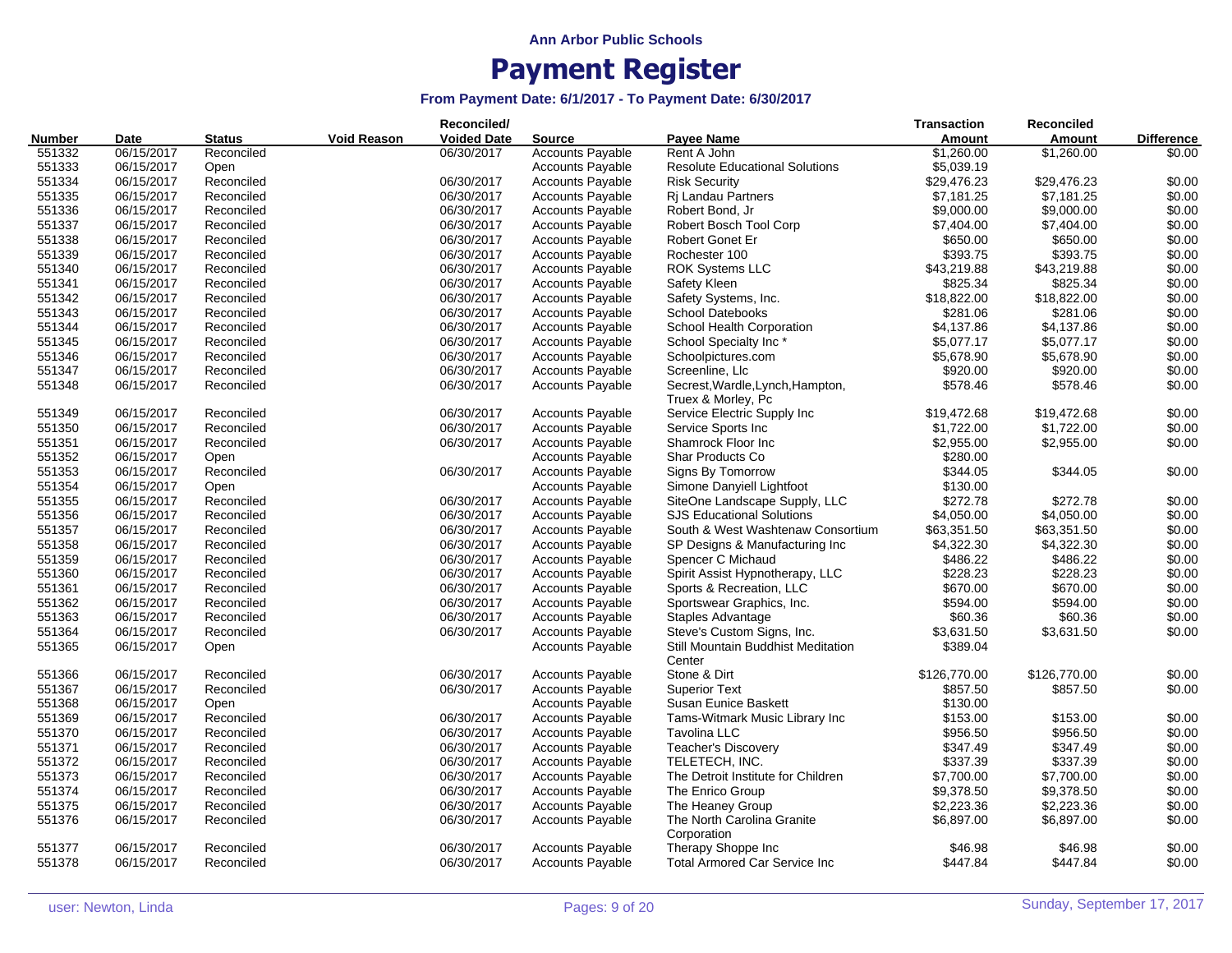Ann Arbor Public Schools

# Payment Register

### From Payment Date: 6/1/2017 - To Payment Date: 6/30/2017

| Number | Date | Status | Void Reason | Reconciled/ Voided Date | Source | Payee Name | Transaction Amount | Reconciled Amount | Difference |
|---|---|---|---|---|---|---|---|---|---|
| 551332 | 06/15/2017 | Reconciled | | 06/30/2017 | Accounts Payable | Rent A John | $1,260.00 | $1,260.00 | $0.00 |
| 551333 | 06/15/2017 | Open | | | Accounts Payable | Resolute Educational Solutions | $5,039.19 | | |
| 551334 | 06/15/2017 | Reconciled | | 06/30/2017 | Accounts Payable | Risk Security | $29,476.23 | $29,476.23 | $0.00 |
| 551335 | 06/15/2017 | Reconciled | | 06/30/2017 | Accounts Payable | Rj Landau Partners | $7,181.25 | $7,181.25 | $0.00 |
| 551336 | 06/15/2017 | Reconciled | | 06/30/2017 | Accounts Payable | Robert Bond, Jr | $9,000.00 | $9,000.00 | $0.00 |
| 551337 | 06/15/2017 | Reconciled | | 06/30/2017 | Accounts Payable | Robert Bosch Tool Corp | $7,404.00 | $7,404.00 | $0.00 |
| 551338 | 06/15/2017 | Reconciled | | 06/30/2017 | Accounts Payable | Robert Gonet Er | $650.00 | $650.00 | $0.00 |
| 551339 | 06/15/2017 | Reconciled | | 06/30/2017 | Accounts Payable | Rochester 100 | $393.75 | $393.75 | $0.00 |
| 551340 | 06/15/2017 | Reconciled | | 06/30/2017 | Accounts Payable | ROK Systems LLC | $43,219.88 | $43,219.88 | $0.00 |
| 551341 | 06/15/2017 | Reconciled | | 06/30/2017 | Accounts Payable | Safety Kleen | $825.34 | $825.34 | $0.00 |
| 551342 | 06/15/2017 | Reconciled | | 06/30/2017 | Accounts Payable | Safety Systems, Inc. | $18,822.00 | $18,822.00 | $0.00 |
| 551343 | 06/15/2017 | Reconciled | | 06/30/2017 | Accounts Payable | School Datebooks | $281.06 | $281.06 | $0.00 |
| 551344 | 06/15/2017 | Reconciled | | 06/30/2017 | Accounts Payable | School Health Corporation | $4,137.86 | $4,137.86 | $0.00 |
| 551345 | 06/15/2017 | Reconciled | | 06/30/2017 | Accounts Payable | School Specialty Inc * | $5,077.17 | $5,077.17 | $0.00 |
| 551346 | 06/15/2017 | Reconciled | | 06/30/2017 | Accounts Payable | Schoolpictures.com | $5,678.90 | $5,678.90 | $0.00 |
| 551347 | 06/15/2017 | Reconciled | | 06/30/2017 | Accounts Payable | Screenline, Llc | $920.00 | $920.00 | $0.00 |
| 551348 | 06/15/2017 | Reconciled | | 06/30/2017 | Accounts Payable | Secrest,Wardle,Lynch,Hampton, Truex & Morley, Pc | $578.46 | $578.46 | $0.00 |
| 551349 | 06/15/2017 | Reconciled | | 06/30/2017 | Accounts Payable | Service Electric Supply Inc | $19,472.68 | $19,472.68 | $0.00 |
| 551350 | 06/15/2017 | Reconciled | | 06/30/2017 | Accounts Payable | Service Sports Inc | $1,722.00 | $1,722.00 | $0.00 |
| 551351 | 06/15/2017 | Reconciled | | 06/30/2017 | Accounts Payable | Shamrock Floor Inc | $2,955.00 | $2,955.00 | $0.00 |
| 551352 | 06/15/2017 | Open | | | Accounts Payable | Shar Products Co | $280.00 | | |
| 551353 | 06/15/2017 | Reconciled | | 06/30/2017 | Accounts Payable | Signs By Tomorrow | $344.05 | $344.05 | $0.00 |
| 551354 | 06/15/2017 | Open | | | Accounts Payable | Simone Danyiell Lightfoot | $130.00 | | |
| 551355 | 06/15/2017 | Reconciled | | 06/30/2017 | Accounts Payable | SiteOne Landscape Supply, LLC | $272.78 | $272.78 | $0.00 |
| 551356 | 06/15/2017 | Reconciled | | 06/30/2017 | Accounts Payable | SJS Educational Solutions | $4,050.00 | $4,050.00 | $0.00 |
| 551357 | 06/15/2017 | Reconciled | | 06/30/2017 | Accounts Payable | South & West Washtenaw Consortium | $63,351.50 | $63,351.50 | $0.00 |
| 551358 | 06/15/2017 | Reconciled | | 06/30/2017 | Accounts Payable | SP Designs & Manufacturing Inc | $4,322.30 | $4,322.30 | $0.00 |
| 551359 | 06/15/2017 | Reconciled | | 06/30/2017 | Accounts Payable | Spencer C Michaud | $486.22 | $486.22 | $0.00 |
| 551360 | 06/15/2017 | Reconciled | | 06/30/2017 | Accounts Payable | Spirit Assist Hypnotherapy, LLC | $228.23 | $228.23 | $0.00 |
| 551361 | 06/15/2017 | Reconciled | | 06/30/2017 | Accounts Payable | Sports & Recreation, LLC | $670.00 | $670.00 | $0.00 |
| 551362 | 06/15/2017 | Reconciled | | 06/30/2017 | Accounts Payable | Sportswear Graphics, Inc. | $594.00 | $594.00 | $0.00 |
| 551363 | 06/15/2017 | Reconciled | | 06/30/2017 | Accounts Payable | Staples Advantage | $60.36 | $60.36 | $0.00 |
| 551364 | 06/15/2017 | Reconciled | | 06/30/2017 | Accounts Payable | Steve's Custom Signs, Inc. | $3,631.50 | $3,631.50 | $0.00 |
| 551365 | 06/15/2017 | Open | | | Accounts Payable | Still Mountain Buddhist Meditation Center | $389.04 | | |
| 551366 | 06/15/2017 | Reconciled | | 06/30/2017 | Accounts Payable | Stone & Dirt | $126,770.00 | $126,770.00 | $0.00 |
| 551367 | 06/15/2017 | Reconciled | | 06/30/2017 | Accounts Payable | Superior Text | $857.50 | $857.50 | $0.00 |
| 551368 | 06/15/2017 | Open | | | Accounts Payable | Susan Eunice Baskett | $130.00 | | |
| 551369 | 06/15/2017 | Reconciled | | 06/30/2017 | Accounts Payable | Tams-Witmark Music Library Inc | $153.00 | $153.00 | $0.00 |
| 551370 | 06/15/2017 | Reconciled | | 06/30/2017 | Accounts Payable | Tavolina LLC | $956.50 | $956.50 | $0.00 |
| 551371 | 06/15/2017 | Reconciled | | 06/30/2017 | Accounts Payable | Teacher's Discovery | $347.49 | $347.49 | $0.00 |
| 551372 | 06/15/2017 | Reconciled | | 06/30/2017 | Accounts Payable | TELETECH, INC. | $337.39 | $337.39 | $0.00 |
| 551373 | 06/15/2017 | Reconciled | | 06/30/2017 | Accounts Payable | The Detroit Institute for Children | $7,700.00 | $7,700.00 | $0.00 |
| 551374 | 06/15/2017 | Reconciled | | 06/30/2017 | Accounts Payable | The Enrico Group | $9,378.50 | $9,378.50 | $0.00 |
| 551375 | 06/15/2017 | Reconciled | | 06/30/2017 | Accounts Payable | The Heaney Group | $2,223.36 | $2,223.36 | $0.00 |
| 551376 | 06/15/2017 | Reconciled | | 06/30/2017 | Accounts Payable | The North Carolina Granite Corporation | $6,897.00 | $6,897.00 | $0.00 |
| 551377 | 06/15/2017 | Reconciled | | 06/30/2017 | Accounts Payable | Therapy Shoppe Inc | $46.98 | $46.98 | $0.00 |
| 551378 | 06/15/2017 | Reconciled | | 06/30/2017 | Accounts Payable | Total Armored Car Service Inc | $447.84 | $447.84 | $0.00 |

user: Newton, Linda — Sunday, September 17, 2017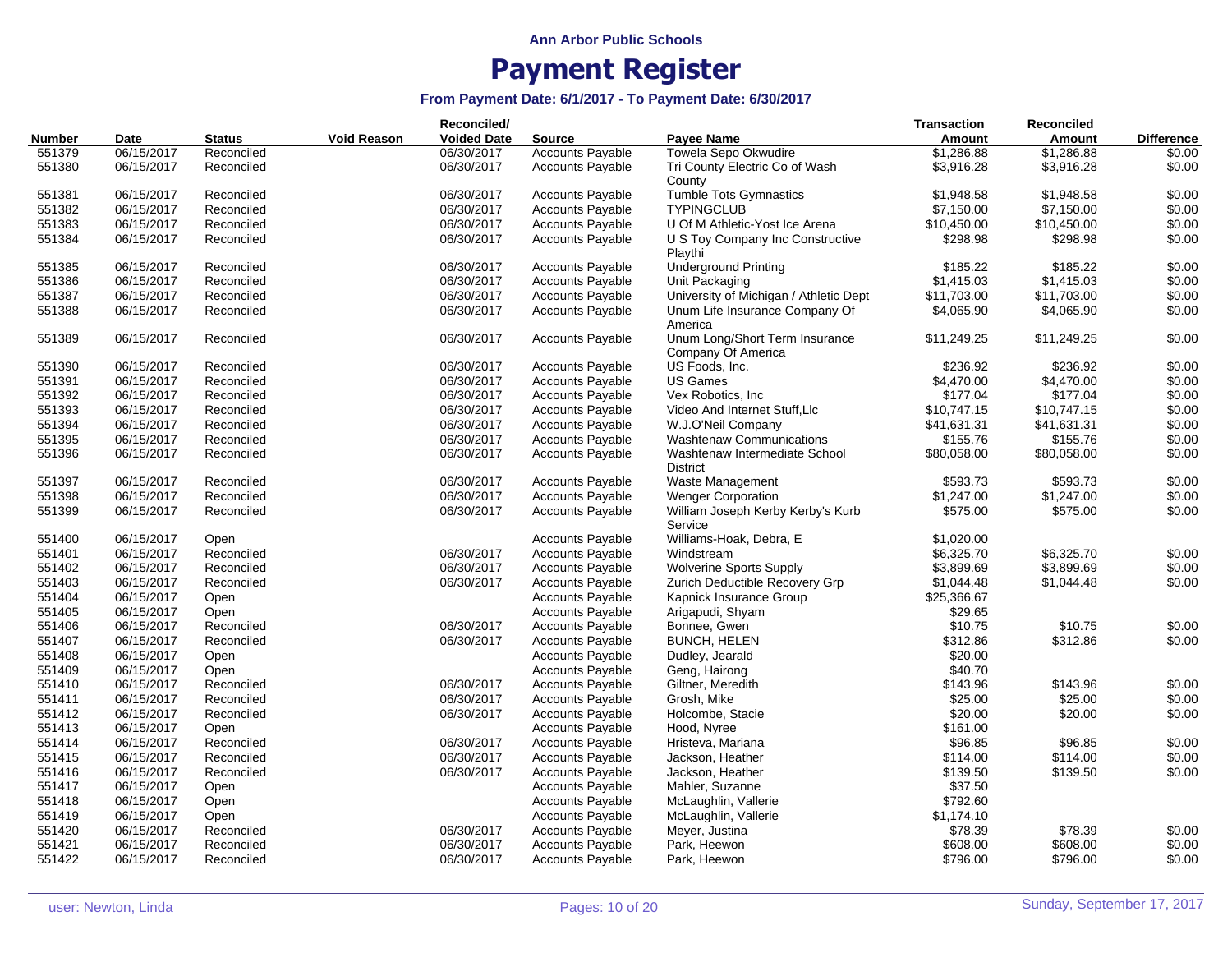# Ann Arbor Public Schools

# Payment Register

### From Payment Date: 6/1/2017 - To Payment Date: 6/30/2017

| Number | Date | Status | Void Reason | Reconciled/ Voided Date | Source | Payee Name | Transaction Amount | Reconciled Amount | Difference |
|---|---|---|---|---|---|---|---|---|---|
| 551379 | 06/15/2017 | Reconciled | | 06/30/2017 | Accounts Payable | Towela Sepo Okwudire | $1,286.88 | $1,286.88 | $0.00 |
| 551380 | 06/15/2017 | Reconciled | | 06/30/2017 | Accounts Payable | Tri County Electric Co of Wash County | $3,916.28 | $3,916.28 | $0.00 |
| 551381 | 06/15/2017 | Reconciled | | 06/30/2017 | Accounts Payable | Tumble Tots Gymnastics | $1,948.58 | $1,948.58 | $0.00 |
| 551382 | 06/15/2017 | Reconciled | | 06/30/2017 | Accounts Payable | TYPINGCLUB | $7,150.00 | $7,150.00 | $0.00 |
| 551383 | 06/15/2017 | Reconciled | | 06/30/2017 | Accounts Payable | U Of M Athletic-Yost Ice Arena | $10,450.00 | $10,450.00 | $0.00 |
| 551384 | 06/15/2017 | Reconciled | | 06/30/2017 | Accounts Payable | U S Toy Company Inc Constructive Playthi | $298.98 | $298.98 | $0.00 |
| 551385 | 06/15/2017 | Reconciled | | 06/30/2017 | Accounts Payable | Underground Printing | $185.22 | $185.22 | $0.00 |
| 551386 | 06/15/2017 | Reconciled | | 06/30/2017 | Accounts Payable | Unit Packaging | $1,415.03 | $1,415.03 | $0.00 |
| 551387 | 06/15/2017 | Reconciled | | 06/30/2017 | Accounts Payable | University of Michigan / Athletic Dept | $11,703.00 | $11,703.00 | $0.00 |
| 551388 | 06/15/2017 | Reconciled | | 06/30/2017 | Accounts Payable | Unum Life Insurance Company Of America | $4,065.90 | $4,065.90 | $0.00 |
| 551389 | 06/15/2017 | Reconciled | | 06/30/2017 | Accounts Payable | Unum Long/Short Term Insurance Company Of America | $11,249.25 | $11,249.25 | $0.00 |
| 551390 | 06/15/2017 | Reconciled | | 06/30/2017 | Accounts Payable | US Foods, Inc. | $236.92 | $236.92 | $0.00 |
| 551391 | 06/15/2017 | Reconciled | | 06/30/2017 | Accounts Payable | US Games | $4,470.00 | $4,470.00 | $0.00 |
| 551392 | 06/15/2017 | Reconciled | | 06/30/2017 | Accounts Payable | Vex Robotics, Inc | $177.04 | $177.04 | $0.00 |
| 551393 | 06/15/2017 | Reconciled | | 06/30/2017 | Accounts Payable | Video And Internet Stuff,Llc | $10,747.15 | $10,747.15 | $0.00 |
| 551394 | 06/15/2017 | Reconciled | | 06/30/2017 | Accounts Payable | W.J.O'Neil Company | $41,631.31 | $41,631.31 | $0.00 |
| 551395 | 06/15/2017 | Reconciled | | 06/30/2017 | Accounts Payable | Washtenaw Communications | $155.76 | $155.76 | $0.00 |
| 551396 | 06/15/2017 | Reconciled | | 06/30/2017 | Accounts Payable | Washtenaw Intermediate School District | $80,058.00 | $80,058.00 | $0.00 |
| 551397 | 06/15/2017 | Reconciled | | 06/30/2017 | Accounts Payable | Waste Management | $593.73 | $593.73 | $0.00 |
| 551398 | 06/15/2017 | Reconciled | | 06/30/2017 | Accounts Payable | Wenger Corporation | $1,247.00 | $1,247.00 | $0.00 |
| 551399 | 06/15/2017 | Reconciled | | 06/30/2017 | Accounts Payable | William Joseph Kerby Kerby's Kurb Service | $575.00 | $575.00 | $0.00 |
| 551400 | 06/15/2017 | Open | | | Accounts Payable | Williams-Hoak, Debra, E | $1,020.00 | | |
| 551401 | 06/15/2017 | Reconciled | | 06/30/2017 | Accounts Payable | Windstream | $6,325.70 | $6,325.70 | $0.00 |
| 551402 | 06/15/2017 | Reconciled | | 06/30/2017 | Accounts Payable | Wolverine Sports Supply | $3,899.69 | $3,899.69 | $0.00 |
| 551403 | 06/15/2017 | Reconciled | | 06/30/2017 | Accounts Payable | Zurich Deductible Recovery Grp | $1,044.48 | $1,044.48 | $0.00 |
| 551404 | 06/15/2017 | Open | | | Accounts Payable | Kapnick Insurance Group | $25,366.67 | | |
| 551405 | 06/15/2017 | Open | | | Accounts Payable | Arigapudi, Shyam | $29.65 | | |
| 551406 | 06/15/2017 | Reconciled | | 06/30/2017 | Accounts Payable | Bonnee, Gwen | $10.75 | $10.75 | $0.00 |
| 551407 | 06/15/2017 | Reconciled | | 06/30/2017 | Accounts Payable | BUNCH, HELEN | $312.86 | $312.86 | $0.00 |
| 551408 | 06/15/2017 | Open | | | Accounts Payable | Dudley, Jearald | $20.00 | | |
| 551409 | 06/15/2017 | Open | | | Accounts Payable | Geng, Hairong | $40.70 | | |
| 551410 | 06/15/2017 | Reconciled | | 06/30/2017 | Accounts Payable | Giltner, Meredith | $143.96 | $143.96 | $0.00 |
| 551411 | 06/15/2017 | Reconciled | | 06/30/2017 | Accounts Payable | Grosh, Mike | $25.00 | $25.00 | $0.00 |
| 551412 | 06/15/2017 | Reconciled | | 06/30/2017 | Accounts Payable | Holcombe, Stacie | $20.00 | $20.00 | $0.00 |
| 551413 | 06/15/2017 | Open | | | Accounts Payable | Hood, Nyree | $161.00 | | |
| 551414 | 06/15/2017 | Reconciled | | 06/30/2017 | Accounts Payable | Hristeva, Mariana | $96.85 | $96.85 | $0.00 |
| 551415 | 06/15/2017 | Reconciled | | 06/30/2017 | Accounts Payable | Jackson, Heather | $114.00 | $114.00 | $0.00 |
| 551416 | 06/15/2017 | Reconciled | | 06/30/2017 | Accounts Payable | Jackson, Heather | $139.50 | $139.50 | $0.00 |
| 551417 | 06/15/2017 | Open | | | Accounts Payable | Mahler, Suzanne | $37.50 | | |
| 551418 | 06/15/2017 | Open | | | Accounts Payable | McLaughlin, Vallerie | $792.60 | | |
| 551419 | 06/15/2017 | Open | | | Accounts Payable | McLaughlin, Vallerie | $1,174.10 | | |
| 551420 | 06/15/2017 | Reconciled | | 06/30/2017 | Accounts Payable | Meyer, Justina | $78.39 | $78.39 | $0.00 |
| 551421 | 06/15/2017 | Reconciled | | 06/30/2017 | Accounts Payable | Park, Heewon | $608.00 | $608.00 | $0.00 |
| 551422 | 06/15/2017 | Reconciled | | 06/30/2017 | Accounts Payable | Park, Heewon | $796.00 | $796.00 | $0.00 |

user: Newton, Linda — Sunday, September 17, 2017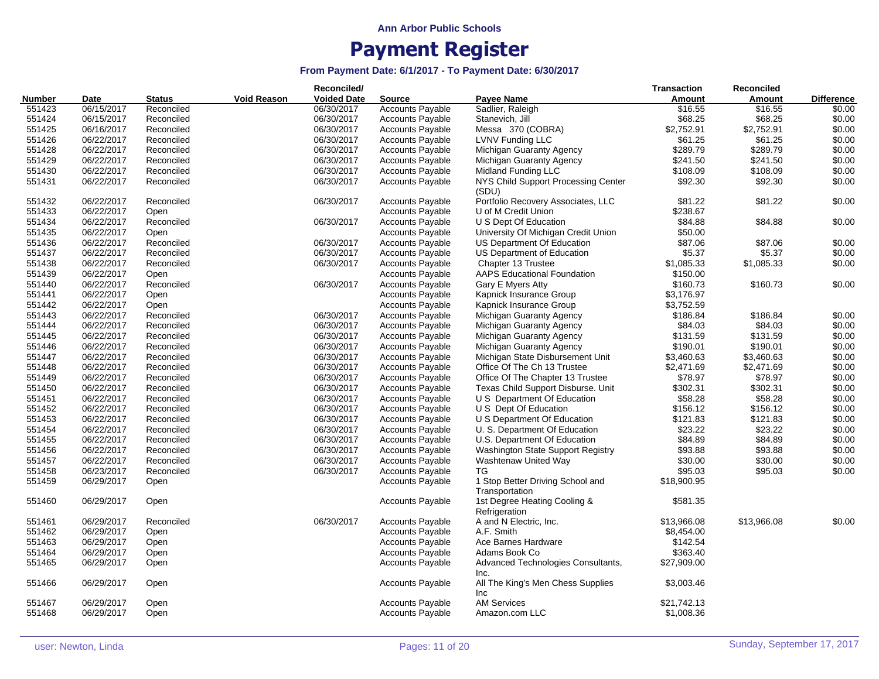# Ann Arbor Public Schools

# Payment Register

### From Payment Date: 6/1/2017 - To Payment Date: 6/30/2017

| Number | Date | Status | Void Reason | Reconciled/ Voided Date | Source | Payee Name | Transaction Amount | Reconciled Amount | Difference |
|---|---|---|---|---|---|---|---|---|---|
| 551423 | 06/15/2017 | Reconciled | | 06/30/2017 | Accounts Payable | Sadlier, Raleigh | $16.55 | $16.55 | $0.00 |
| 551424 | 06/15/2017 | Reconciled | | 06/30/2017 | Accounts Payable | Stanevich, Jill | $68.25 | $68.25 | $0.00 |
| 551425 | 06/16/2017 | Reconciled | | 06/30/2017 | Accounts Payable | Messa 370 (COBRA) | $2,752.91 | $2,752.91 | $0.00 |
| 551426 | 06/22/2017 | Reconciled | | 06/30/2017 | Accounts Payable | LVNV Funding LLC | $61.25 | $61.25 | $0.00 |
| 551428 | 06/22/2017 | Reconciled | | 06/30/2017 | Accounts Payable | Michigan Guaranty Agency | $289.79 | $289.79 | $0.00 |
| 551429 | 06/22/2017 | Reconciled | | 06/30/2017 | Accounts Payable | Michigan Guaranty Agency | $241.50 | $241.50 | $0.00 |
| 551430 | 06/22/2017 | Reconciled | | 06/30/2017 | Accounts Payable | Midland Funding LLC | $108.09 | $108.09 | $0.00 |
| 551431 | 06/22/2017 | Reconciled | | 06/30/2017 | Accounts Payable | NYS Child Support Processing Center (SDU) | $92.30 | $92.30 | $0.00 |
| 551432 | 06/22/2017 | Reconciled | | 06/30/2017 | Accounts Payable | Portfolio Recovery Associates, LLC | $81.22 | $81.22 | $0.00 |
| 551433 | 06/22/2017 | Open | | | Accounts Payable | U of M Credit Union | $238.67 | | |
| 551434 | 06/22/2017 | Reconciled | | 06/30/2017 | Accounts Payable | U S Dept Of Education | $84.88 | $84.88 | $0.00 |
| 551435 | 06/22/2017 | Open | | | Accounts Payable | University Of Michigan Credit Union | $50.00 | | |
| 551436 | 06/22/2017 | Reconciled | | 06/30/2017 | Accounts Payable | US Department Of Education | $87.06 | $87.06 | $0.00 |
| 551437 | 06/22/2017 | Reconciled | | 06/30/2017 | Accounts Payable | US Department of Education | $5.37 | $5.37 | $0.00 |
| 551438 | 06/22/2017 | Reconciled | | 06/30/2017 | Accounts Payable | Chapter 13 Trustee | $1,085.33 | $1,085.33 | $0.00 |
| 551439 | 06/22/2017 | Open | | | Accounts Payable | AAPS Educational Foundation | $150.00 | | |
| 551440 | 06/22/2017 | Reconciled | | 06/30/2017 | Accounts Payable | Gary E Myers Atty | $160.73 | $160.73 | $0.00 |
| 551441 | 06/22/2017 | Open | | | Accounts Payable | Kapnick Insurance Group | $3,176.97 | | |
| 551442 | 06/22/2017 | Open | | | Accounts Payable | Kapnick Insurance Group | $3,752.59 | | |
| 551443 | 06/22/2017 | Reconciled | | 06/30/2017 | Accounts Payable | Michigan Guaranty Agency | $186.84 | $186.84 | $0.00 |
| 551444 | 06/22/2017 | Reconciled | | 06/30/2017 | Accounts Payable | Michigan Guaranty Agency | $84.03 | $84.03 | $0.00 |
| 551445 | 06/22/2017 | Reconciled | | 06/30/2017 | Accounts Payable | Michigan Guaranty Agency | $131.59 | $131.59 | $0.00 |
| 551446 | 06/22/2017 | Reconciled | | 06/30/2017 | Accounts Payable | Michigan Guaranty Agency | $190.01 | $190.01 | $0.00 |
| 551447 | 06/22/2017 | Reconciled | | 06/30/2017 | Accounts Payable | Michigan State Disbursement Unit | $3,460.63 | $3,460.63 | $0.00 |
| 551448 | 06/22/2017 | Reconciled | | 06/30/2017 | Accounts Payable | Office Of The Ch 13 Trustee | $2,471.69 | $2,471.69 | $0.00 |
| 551449 | 06/22/2017 | Reconciled | | 06/30/2017 | Accounts Payable | Office Of The Chapter 13 Trustee | $78.97 | $78.97 | $0.00 |
| 551450 | 06/22/2017 | Reconciled | | 06/30/2017 | Accounts Payable | Texas Child Support Disburse. Unit | $302.31 | $302.31 | $0.00 |
| 551451 | 06/22/2017 | Reconciled | | 06/30/2017 | Accounts Payable | U S Department Of Education | $58.28 | $58.28 | $0.00 |
| 551452 | 06/22/2017 | Reconciled | | 06/30/2017 | Accounts Payable | U S Dept Of Education | $156.12 | $156.12 | $0.00 |
| 551453 | 06/22/2017 | Reconciled | | 06/30/2017 | Accounts Payable | U S Department Of Education | $121.83 | $121.83 | $0.00 |
| 551454 | 06/22/2017 | Reconciled | | 06/30/2017 | Accounts Payable | U. S. Department Of Education | $23.22 | $23.22 | $0.00 |
| 551455 | 06/22/2017 | Reconciled | | 06/30/2017 | Accounts Payable | U.S. Department Of Education | $84.89 | $84.89 | $0.00 |
| 551456 | 06/22/2017 | Reconciled | | 06/30/2017 | Accounts Payable | Washington State Support Registry | $93.88 | $93.88 | $0.00 |
| 551457 | 06/22/2017 | Reconciled | | 06/30/2017 | Accounts Payable | Washtenaw United Way | $30.00 | $30.00 | $0.00 |
| 551458 | 06/23/2017 | Reconciled | | 06/30/2017 | Accounts Payable | TG | $95.03 | $95.03 | $0.00 |
| 551459 | 06/29/2017 | Open | | | Accounts Payable | 1 Stop Better Driving School and Transportation | $18,900.95 | | |
| 551460 | 06/29/2017 | Open | | | Accounts Payable | 1st Degree Heating Cooling & Refrigeration | $581.35 | | |
| 551461 | 06/29/2017 | Reconciled | | 06/30/2017 | Accounts Payable | A and N Electric, Inc. | $13,966.08 | $13,966.08 | $0.00 |
| 551462 | 06/29/2017 | Open | | | Accounts Payable | A.F. Smith | $8,454.00 | | |
| 551463 | 06/29/2017 | Open | | | Accounts Payable | Ace Barnes Hardware | $142.54 | | |
| 551464 | 06/29/2017 | Open | | | Accounts Payable | Adams Book Co | $363.40 | | |
| 551465 | 06/29/2017 | Open | | | Accounts Payable | Advanced Technologies Consultants, Inc. | $27,909.00 | | |
| 551466 | 06/29/2017 | Open | | | Accounts Payable | All The King's Men Chess Supplies Inc | $3,003.46 | | |
| 551467 | 06/29/2017 | Open | | | Accounts Payable | AM Services | $21,742.13 | | |
| 551468 | 06/29/2017 | Open | | | Accounts Payable | Amazon.com LLC | $1,008.36 | | |

user: Newton, Linda

Sunday, September 17, 2017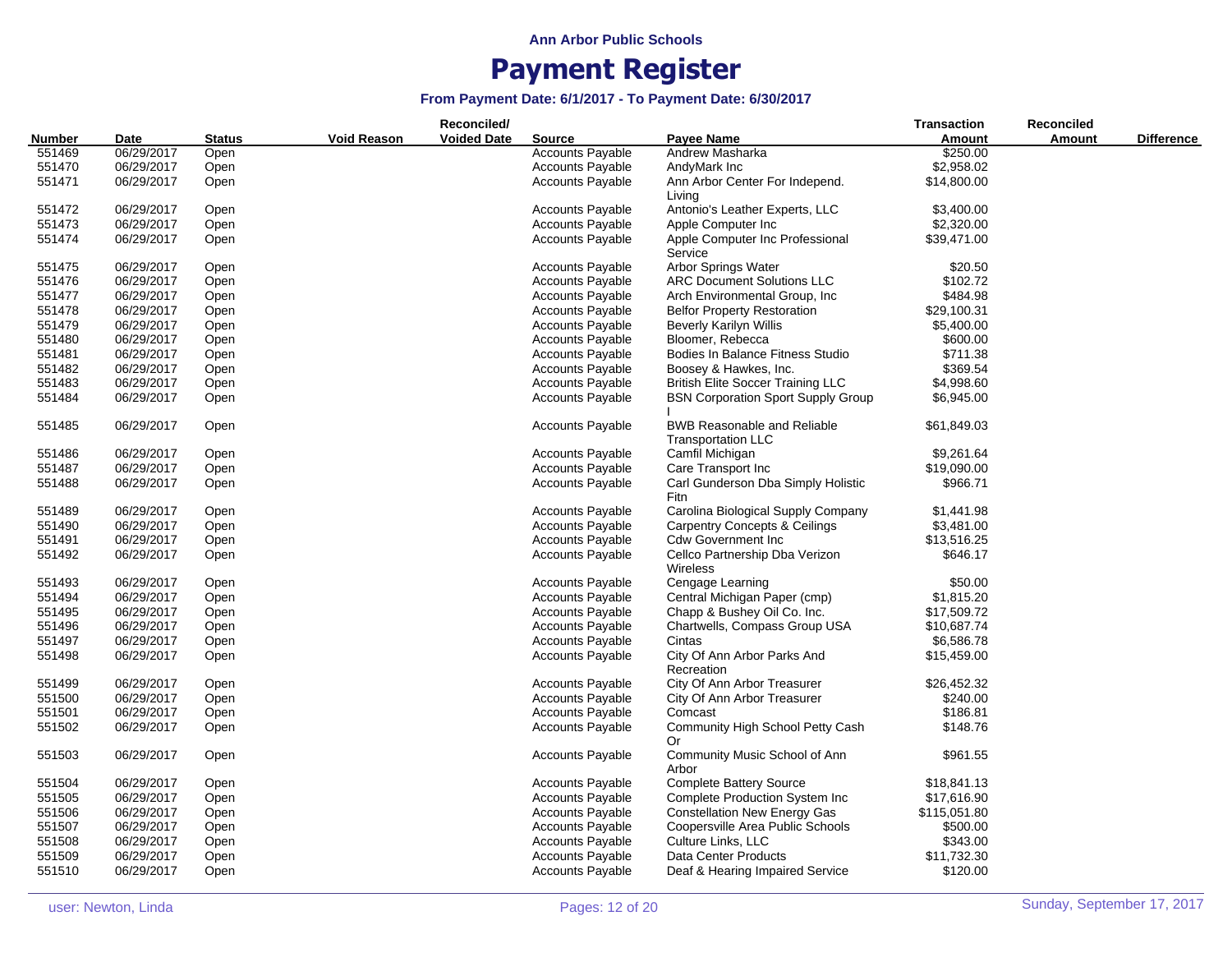Ann Arbor Public Schools

# Payment Register

### From Payment Date: 6/1/2017 - To Payment Date: 6/30/2017

| Number | Date | Status | Void Reason | Reconciled/ Voided Date | Source | Payee Name | Transaction Amount | Reconciled Amount | Difference |
|---|---|---|---|---|---|---|---|---|---|
| 551469 | 06/29/2017 | Open | | | Accounts Payable | Andrew Masharka | $250.00 | | |
| 551470 | 06/29/2017 | Open | | | Accounts Payable | AndyMark Inc | $2,958.02 | | |
| 551471 | 06/29/2017 | Open | | | Accounts Payable | Ann Arbor Center For Independ. Living | $14,800.00 | | |
| 551472 | 06/29/2017 | Open | | | Accounts Payable | Antonio's Leather Experts, LLC | $3,400.00 | | |
| 551473 | 06/29/2017 | Open | | | Accounts Payable | Apple Computer Inc | $2,320.00 | | |
| 551474 | 06/29/2017 | Open | | | Accounts Payable | Apple Computer Inc Professional Service | $39,471.00 | | |
| 551475 | 06/29/2017 | Open | | | Accounts Payable | Arbor Springs Water | $20.50 | | |
| 551476 | 06/29/2017 | Open | | | Accounts Payable | ARC Document Solutions LLC | $102.72 | | |
| 551477 | 06/29/2017 | Open | | | Accounts Payable | Arch Environmental Group, Inc | $484.98 | | |
| 551478 | 06/29/2017 | Open | | | Accounts Payable | Belfor Property Restoration | $29,100.31 | | |
| 551479 | 06/29/2017 | Open | | | Accounts Payable | Beverly Karilyn Willis | $5,400.00 | | |
| 551480 | 06/29/2017 | Open | | | Accounts Payable | Bloomer, Rebecca | $600.00 | | |
| 551481 | 06/29/2017 | Open | | | Accounts Payable | Bodies In Balance Fitness Studio | $711.38 | | |
| 551482 | 06/29/2017 | Open | | | Accounts Payable | Boosey & Hawkes, Inc. | $369.54 | | |
| 551483 | 06/29/2017 | Open | | | Accounts Payable | British Elite Soccer Training LLC | $4,998.60 | | |
| 551484 | 06/29/2017 | Open | | | Accounts Payable | BSN Corporation Sport Supply Group I | $6,945.00 | | |
| 551485 | 06/29/2017 | Open | | | Accounts Payable | BWB Reasonable and Reliable Transportation LLC | $61,849.03 | | |
| 551486 | 06/29/2017 | Open | | | Accounts Payable | Camfil Michigan | $9,261.64 | | |
| 551487 | 06/29/2017 | Open | | | Accounts Payable | Care Transport Inc | $19,090.00 | | |
| 551488 | 06/29/2017 | Open | | | Accounts Payable | Carl Gunderson Dba Simply Holistic Fitn | $966.71 | | |
| 551489 | 06/29/2017 | Open | | | Accounts Payable | Carolina Biological Supply Company | $1,441.98 | | |
| 551490 | 06/29/2017 | Open | | | Accounts Payable | Carpentry Concepts & Ceilings | $3,481.00 | | |
| 551491 | 06/29/2017 | Open | | | Accounts Payable | Cdw Government Inc | $13,516.25 | | |
| 551492 | 06/29/2017 | Open | | | Accounts Payable | Cellco Partnership Dba Verizon Wireless | $646.17 | | |
| 551493 | 06/29/2017 | Open | | | Accounts Payable | Cengage Learning | $50.00 | | |
| 551494 | 06/29/2017 | Open | | | Accounts Payable | Central Michigan Paper (cmp) | $1,815.20 | | |
| 551495 | 06/29/2017 | Open | | | Accounts Payable | Chapp & Bushey Oil Co. Inc. | $17,509.72 | | |
| 551496 | 06/29/2017 | Open | | | Accounts Payable | Chartwells, Compass Group USA | $10,687.74 | | |
| 551497 | 06/29/2017 | Open | | | Accounts Payable | Cintas | $6,586.78 | | |
| 551498 | 06/29/2017 | Open | | | Accounts Payable | City Of Ann Arbor Parks And Recreation | $15,459.00 | | |
| 551499 | 06/29/2017 | Open | | | Accounts Payable | City Of Ann Arbor Treasurer | $26,452.32 | | |
| 551500 | 06/29/2017 | Open | | | Accounts Payable | City Of Ann Arbor Treasurer | $240.00 | | |
| 551501 | 06/29/2017 | Open | | | Accounts Payable | Comcast | $186.81 | | |
| 551502 | 06/29/2017 | Open | | | Accounts Payable | Community High School Petty Cash Or | $148.76 | | |
| 551503 | 06/29/2017 | Open | | | Accounts Payable | Community Music School of Ann Arbor | $961.55 | | |
| 551504 | 06/29/2017 | Open | | | Accounts Payable | Complete Battery Source | $18,841.13 | | |
| 551505 | 06/29/2017 | Open | | | Accounts Payable | Complete Production System Inc | $17,616.90 | | |
| 551506 | 06/29/2017 | Open | | | Accounts Payable | Constellation New Energy Gas | $115,051.80 | | |
| 551507 | 06/29/2017 | Open | | | Accounts Payable | Coopersville Area Public Schools | $500.00 | | |
| 551508 | 06/29/2017 | Open | | | Accounts Payable | Culture Links, LLC | $343.00 | | |
| 551509 | 06/29/2017 | Open | | | Accounts Payable | Data Center Products | $11,732.30 | | |
| 551510 | 06/29/2017 | Open | | | Accounts Payable | Deaf & Hearing Impaired Service | $120.00 | | |

user: Newton, Linda — Sunday, September 17, 2017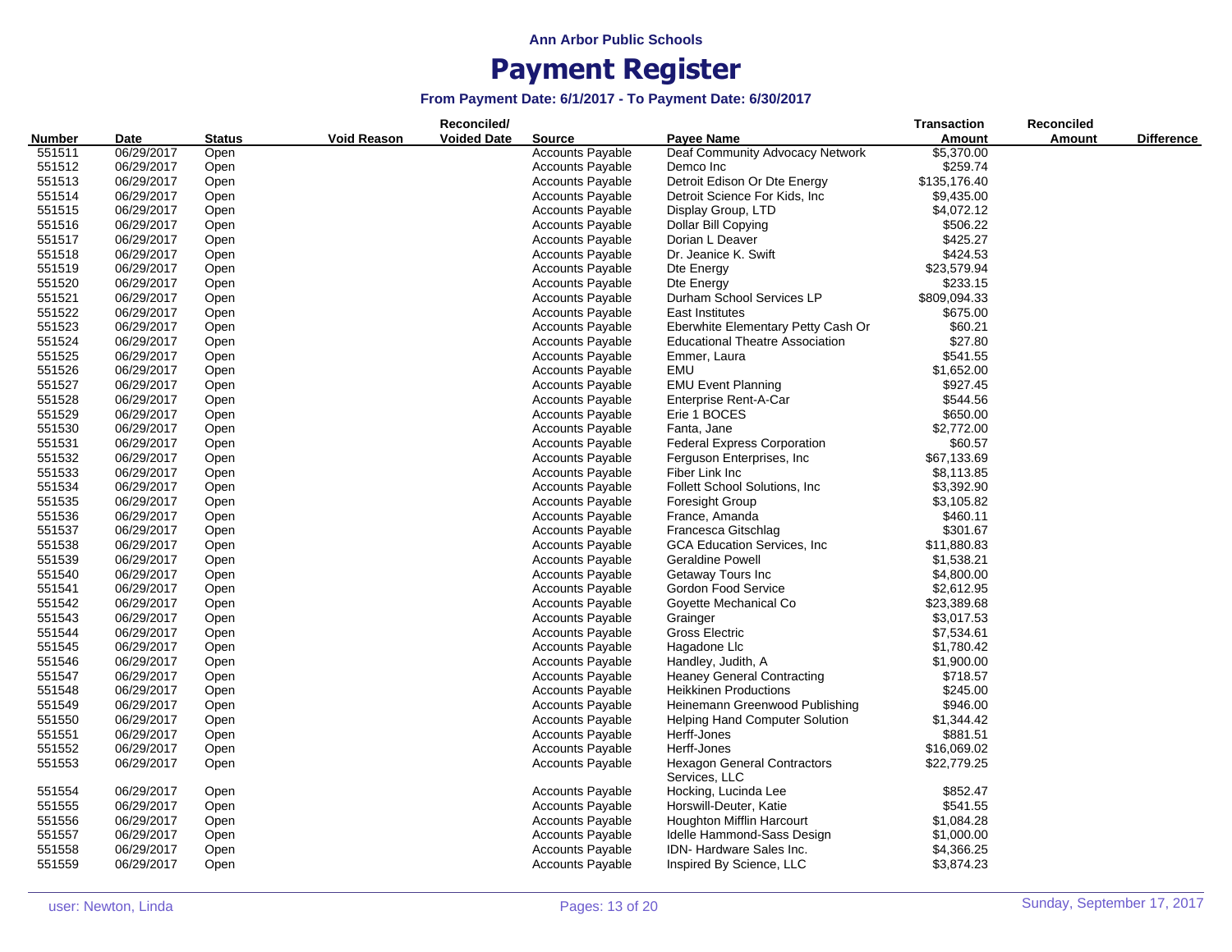Ann Arbor Public Schools

# Payment Register

### From Payment Date: 6/1/2017 - To Payment Date: 6/30/2017

| Number | Date | Status | Void Reason | Reconciled/ Voided Date | Source | Payee Name | Transaction Amount | Reconciled Amount | Difference |
|---|---|---|---|---|---|---|---|---|---|
| 551511 | 06/29/2017 | Open | | | Accounts Payable | Deaf Community Advocacy Network | $5,370.00 | | |
| 551512 | 06/29/2017 | Open | | | Accounts Payable | Demco Inc | $259.74 | | |
| 551513 | 06/29/2017 | Open | | | Accounts Payable | Detroit Edison Or Dte Energy | $135,176.40 | | |
| 551514 | 06/29/2017 | Open | | | Accounts Payable | Detroit Science For Kids, Inc | $9,435.00 | | |
| 551515 | 06/29/2017 | Open | | | Accounts Payable | Display Group, LTD | $4,072.12 | | |
| 551516 | 06/29/2017 | Open | | | Accounts Payable | Dollar Bill Copying | $506.22 | | |
| 551517 | 06/29/2017 | Open | | | Accounts Payable | Dorian L Deaver | $425.27 | | |
| 551518 | 06/29/2017 | Open | | | Accounts Payable | Dr. Jeanice K. Swift | $424.53 | | |
| 551519 | 06/29/2017 | Open | | | Accounts Payable | Dte Energy | $23,579.94 | | |
| 551520 | 06/29/2017 | Open | | | Accounts Payable | Dte Energy | $233.15 | | |
| 551521 | 06/29/2017 | Open | | | Accounts Payable | Durham School Services LP | $809,094.33 | | |
| 551522 | 06/29/2017 | Open | | | Accounts Payable | East Institutes | $675.00 | | |
| 551523 | 06/29/2017 | Open | | | Accounts Payable | Eberwhite Elementary Petty Cash Or | $60.21 | | |
| 551524 | 06/29/2017 | Open | | | Accounts Payable | Educational Theatre Association | $27.80 | | |
| 551525 | 06/29/2017 | Open | | | Accounts Payable | Emmer, Laura | $541.55 | | |
| 551526 | 06/29/2017 | Open | | | Accounts Payable | EMU | $1,652.00 | | |
| 551527 | 06/29/2017 | Open | | | Accounts Payable | EMU Event Planning | $927.45 | | |
| 551528 | 06/29/2017 | Open | | | Accounts Payable | Enterprise Rent-A-Car | $544.56 | | |
| 551529 | 06/29/2017 | Open | | | Accounts Payable | Erie 1 BOCES | $650.00 | | |
| 551530 | 06/29/2017 | Open | | | Accounts Payable | Fanta, Jane | $2,772.00 | | |
| 551531 | 06/29/2017 | Open | | | Accounts Payable | Federal Express Corporation | $60.57 | | |
| 551532 | 06/29/2017 | Open | | | Accounts Payable | Ferguson Enterprises, Inc | $67,133.69 | | |
| 551533 | 06/29/2017 | Open | | | Accounts Payable | Fiber Link Inc | $8,113.85 | | |
| 551534 | 06/29/2017 | Open | | | Accounts Payable | Follett School Solutions, Inc | $3,392.90 | | |
| 551535 | 06/29/2017 | Open | | | Accounts Payable | Foresight Group | $3,105.82 | | |
| 551536 | 06/29/2017 | Open | | | Accounts Payable | France, Amanda | $460.11 | | |
| 551537 | 06/29/2017 | Open | | | Accounts Payable | Francesca Gitschlag | $301.67 | | |
| 551538 | 06/29/2017 | Open | | | Accounts Payable | GCA Education Services, Inc | $11,880.83 | | |
| 551539 | 06/29/2017 | Open | | | Accounts Payable | Geraldine Powell | $1,538.21 | | |
| 551540 | 06/29/2017 | Open | | | Accounts Payable | Getaway Tours Inc | $4,800.00 | | |
| 551541 | 06/29/2017 | Open | | | Accounts Payable | Gordon Food Service | $2,612.95 | | |
| 551542 | 06/29/2017 | Open | | | Accounts Payable | Goyette Mechanical Co | $23,389.68 | | |
| 551543 | 06/29/2017 | Open | | | Accounts Payable | Grainger | $3,017.53 | | |
| 551544 | 06/29/2017 | Open | | | Accounts Payable | Gross Electric | $7,534.61 | | |
| 551545 | 06/29/2017 | Open | | | Accounts Payable | Hagadone Llc | $1,780.42 | | |
| 551546 | 06/29/2017 | Open | | | Accounts Payable | Handley, Judith, A | $1,900.00 | | |
| 551547 | 06/29/2017 | Open | | | Accounts Payable | Heaney General Contracting | $718.57 | | |
| 551548 | 06/29/2017 | Open | | | Accounts Payable | Heikkinen Productions | $245.00 | | |
| 551549 | 06/29/2017 | Open | | | Accounts Payable | Heinemann Greenwood Publishing | $946.00 | | |
| 551550 | 06/29/2017 | Open | | | Accounts Payable | Helping Hand Computer Solution | $1,344.42 | | |
| 551551 | 06/29/2017 | Open | | | Accounts Payable | Herff-Jones | $881.51 | | |
| 551552 | 06/29/2017 | Open | | | Accounts Payable | Herff-Jones | $16,069.02 | | |
| 551553 | 06/29/2017 | Open | | | Accounts Payable | Hexagon General Contractors Services, LLC | $22,779.25 | | |
| 551554 | 06/29/2017 | Open | | | Accounts Payable | Hocking, Lucinda Lee | $852.47 | | |
| 551555 | 06/29/2017 | Open | | | Accounts Payable | Horswill-Deuter, Katie | $541.55 | | |
| 551556 | 06/29/2017 | Open | | | Accounts Payable | Houghton Mifflin Harcourt | $1,084.28 | | |
| 551557 | 06/29/2017 | Open | | | Accounts Payable | Idelle Hammond-Sass Design | $1,000.00 | | |
| 551558 | 06/29/2017 | Open | | | Accounts Payable | IDN- Hardware Sales Inc. | $4,366.25 | | |
| 551559 | 06/29/2017 | Open | | | Accounts Payable | Inspired By Science, LLC | $3,874.23 | | |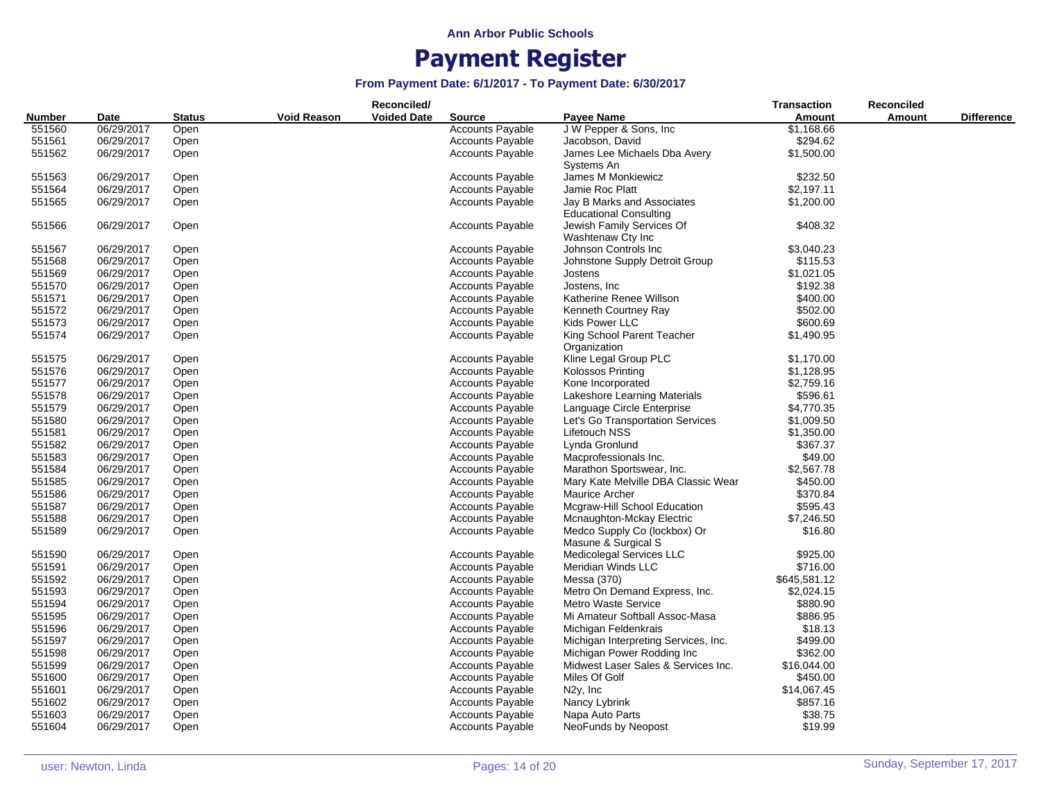**Ann Arbor Public Schools**

# Payment Register

### From Payment Date: 6/1/2017 - To Payment Date: 6/30/2017

| Number | Date | Status | Void Reason | Reconciled/ Voided Date | Source | Payee Name | Transaction Amount | Reconciled Amount | Difference |
|---|---|---|---|---|---|---|---|---|---|
| 551560 | 06/29/2017 | Open | | | Accounts Payable | J W Pepper & Sons, Inc | $1,168.66 | | |
| 551561 | 06/29/2017 | Open | | | Accounts Payable | Jacobson, David | $294.62 | | |
| 551562 | 06/29/2017 | Open | | | Accounts Payable | James Lee Michaels Dba Avery Systems An | $1,500.00 | | |
| 551563 | 06/29/2017 | Open | | | Accounts Payable | James M Monkiewicz | $232.50 | | |
| 551564 | 06/29/2017 | Open | | | Accounts Payable | Jamie Roc Platt | $2,197.11 | | |
| 551565 | 06/29/2017 | Open | | | Accounts Payable | Jay B Marks and Associates Educational Consulting | $1,200.00 | | |
| 551566 | 06/29/2017 | Open | | | Accounts Payable | Jewish Family Services Of Washtenaw Cty Inc | $408.32 | | |
| 551567 | 06/29/2017 | Open | | | Accounts Payable | Johnson Controls Inc | $3,040.23 | | |
| 551568 | 06/29/2017 | Open | | | Accounts Payable | Johnstone Supply Detroit Group | $115.53 | | |
| 551569 | 06/29/2017 | Open | | | Accounts Payable | Jostens | $1,021.05 | | |
| 551570 | 06/29/2017 | Open | | | Accounts Payable | Jostens, Inc | $192.38 | | |
| 551571 | 06/29/2017 | Open | | | Accounts Payable | Katherine Renee Willson | $400.00 | | |
| 551572 | 06/29/2017 | Open | | | Accounts Payable | Kenneth Courtney Ray | $502.00 | | |
| 551573 | 06/29/2017 | Open | | | Accounts Payable | Kids Power LLC | $600.69 | | |
| 551574 | 06/29/2017 | Open | | | Accounts Payable | King School Parent Teacher Organization | $1,490.95 | | |
| 551575 | 06/29/2017 | Open | | | Accounts Payable | Kline Legal Group PLC | $1,170.00 | | |
| 551576 | 06/29/2017 | Open | | | Accounts Payable | Kolossos Printing | $1,128.95 | | |
| 551577 | 06/29/2017 | Open | | | Accounts Payable | Kone Incorporated | $2,759.16 | | |
| 551578 | 06/29/2017 | Open | | | Accounts Payable | Lakeshore Learning Materials | $596.61 | | |
| 551579 | 06/29/2017 | Open | | | Accounts Payable | Language Circle Enterprise | $4,770.35 | | |
| 551580 | 06/29/2017 | Open | | | Accounts Payable | Let's Go Transportation Services | $1,009.50 | | |
| 551581 | 06/29/2017 | Open | | | Accounts Payable | Lifetouch NSS | $1,350.00 | | |
| 551582 | 06/29/2017 | Open | | | Accounts Payable | Lynda Gronlund | $367.37 | | |
| 551583 | 06/29/2017 | Open | | | Accounts Payable | Macprofessionals Inc. | $49.00 | | |
| 551584 | 06/29/2017 | Open | | | Accounts Payable | Marathon Sportswear, Inc. | $2,567.78 | | |
| 551585 | 06/29/2017 | Open | | | Accounts Payable | Mary Kate Melville DBA Classic Wear | $450.00 | | |
| 551586 | 06/29/2017 | Open | | | Accounts Payable | Maurice Archer | $370.84 | | |
| 551587 | 06/29/2017 | Open | | | Accounts Payable | Mcgraw-Hill School Education | $595.43 | | |
| 551588 | 06/29/2017 | Open | | | Accounts Payable | Mcnaughton-Mckay Electric | $7,246.50 | | |
| 551589 | 06/29/2017 | Open | | | Accounts Payable | Medco Supply Co (lockbox) Or Masune & Surgical S | $16.80 | | |
| 551590 | 06/29/2017 | Open | | | Accounts Payable | Medicolegal Services LLC | $925.00 | | |
| 551591 | 06/29/2017 | Open | | | Accounts Payable | Meridian Winds LLC | $716.00 | | |
| 551592 | 06/29/2017 | Open | | | Accounts Payable | Messa (370) | $645,581.12 | | |
| 551593 | 06/29/2017 | Open | | | Accounts Payable | Metro On Demand Express, Inc. | $2,024.15 | | |
| 551594 | 06/29/2017 | Open | | | Accounts Payable | Metro Waste Service | $880.90 | | |
| 551595 | 06/29/2017 | Open | | | Accounts Payable | Mi Amateur Softball Assoc-Masa | $886.95 | | |
| 551596 | 06/29/2017 | Open | | | Accounts Payable | Michigan Feldenkrais | $18.13 | | |
| 551597 | 06/29/2017 | Open | | | Accounts Payable | Michigan Interpreting Services, Inc. | $499.00 | | |
| 551598 | 06/29/2017 | Open | | | Accounts Payable | Michigan Power Rodding Inc | $362.00 | | |
| 551599 | 06/29/2017 | Open | | | Accounts Payable | Midwest Laser Sales & Services Inc. | $16,044.00 | | |
| 551600 | 06/29/2017 | Open | | | Accounts Payable | Miles Of Golf | $450.00 | | |
| 551601 | 06/29/2017 | Open | | | Accounts Payable | N2y, Inc | $14,067.45 | | |
| 551602 | 06/29/2017 | Open | | | Accounts Payable | Nancy Lybrink | $857.16 | | |
| 551603 | 06/29/2017 | Open | | | Accounts Payable | Napa Auto Parts | $38.75 | | |
| 551604 | 06/29/2017 | Open | | | Accounts Payable | NeoFunds by Neopost | $19.99 | | |

user: Newton, Linda

Sunday, September 17, 2017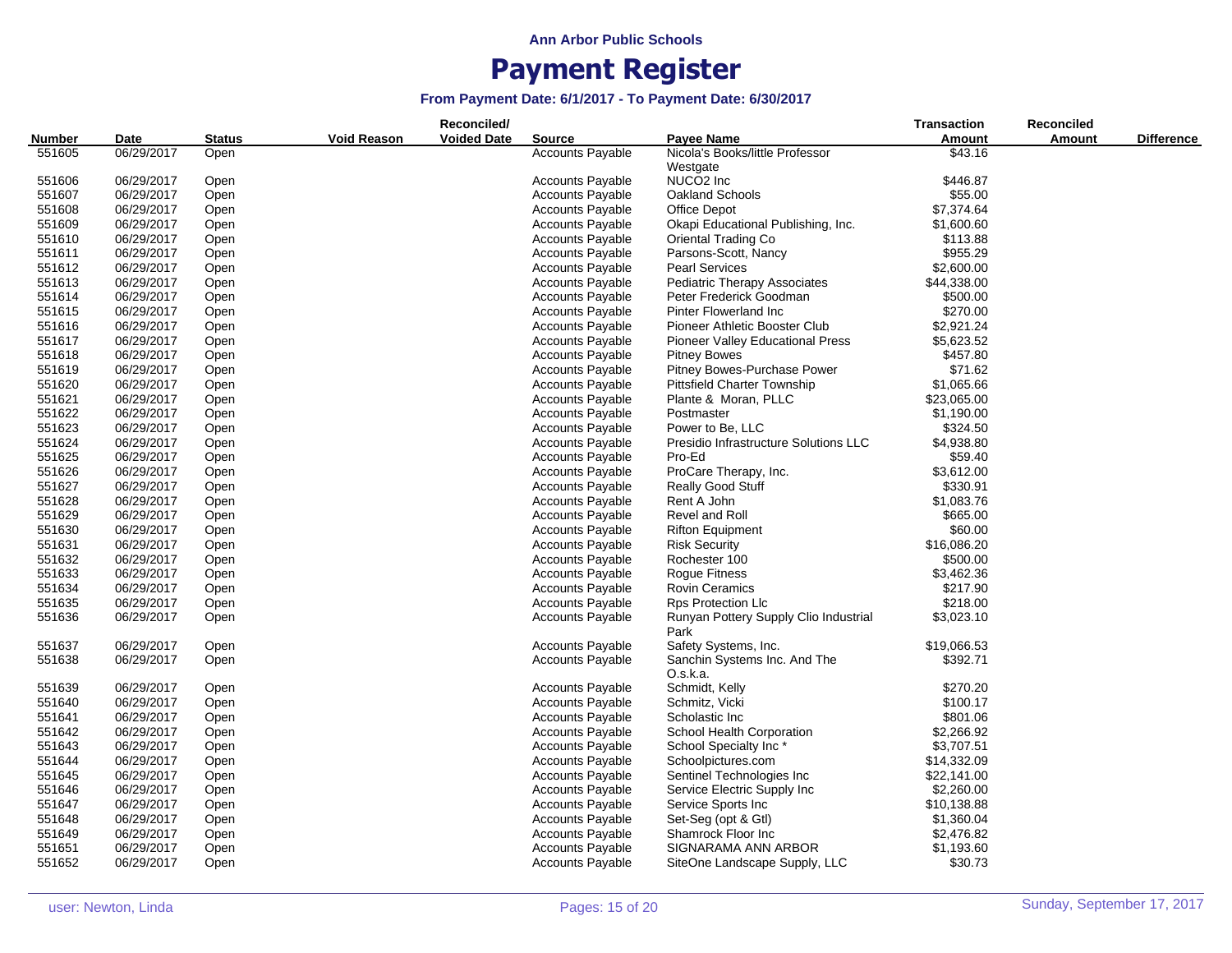Ann Arbor Public Schools

# Payment Register

### From Payment Date: 6/1/2017 - To Payment Date: 6/30/2017

| Number | Date | Status | Void Reason | Reconciled/ Voided Date | Source | Payee Name | Transaction Amount | Reconciled Amount | Difference |
|---|---|---|---|---|---|---|---|---|---|
| 551605 | 06/29/2017 | Open | | | Accounts Payable | Nicola's Books/little Professor Westgate | $43.16 | | |
| 551606 | 06/29/2017 | Open | | | Accounts Payable | NUCO2 Inc | $446.87 | | |
| 551607 | 06/29/2017 | Open | | | Accounts Payable | Oakland Schools | $55.00 | | |
| 551608 | 06/29/2017 | Open | | | Accounts Payable | Office Depot | $7,374.64 | | |
| 551609 | 06/29/2017 | Open | | | Accounts Payable | Okapi Educational Publishing, Inc. | $1,600.60 | | |
| 551610 | 06/29/2017 | Open | | | Accounts Payable | Oriental Trading Co | $113.88 | | |
| 551611 | 06/29/2017 | Open | | | Accounts Payable | Parsons-Scott, Nancy | $955.29 | | |
| 551612 | 06/29/2017 | Open | | | Accounts Payable | Pearl Services | $2,600.00 | | |
| 551613 | 06/29/2017 | Open | | | Accounts Payable | Pediatric Therapy Associates | $44,338.00 | | |
| 551614 | 06/29/2017 | Open | | | Accounts Payable | Peter Frederick Goodman | $500.00 | | |
| 551615 | 06/29/2017 | Open | | | Accounts Payable | Pinter Flowerland Inc | $270.00 | | |
| 551616 | 06/29/2017 | Open | | | Accounts Payable | Pioneer Athletic Booster Club | $2,921.24 | | |
| 551617 | 06/29/2017 | Open | | | Accounts Payable | Pioneer Valley Educational Press | $5,623.52 | | |
| 551618 | 06/29/2017 | Open | | | Accounts Payable | Pitney Bowes | $457.80 | | |
| 551619 | 06/29/2017 | Open | | | Accounts Payable | Pitney Bowes-Purchase Power | $71.62 | | |
| 551620 | 06/29/2017 | Open | | | Accounts Payable | Pittsfield Charter Township | $1,065.66 | | |
| 551621 | 06/29/2017 | Open | | | Accounts Payable | Plante & Moran, PLLC | $23,065.00 | | |
| 551622 | 06/29/2017 | Open | | | Accounts Payable | Postmaster | $1,190.00 | | |
| 551623 | 06/29/2017 | Open | | | Accounts Payable | Power to Be, LLC | $324.50 | | |
| 551624 | 06/29/2017 | Open | | | Accounts Payable | Presidio Infrastructure Solutions LLC | $4,938.80 | | |
| 551625 | 06/29/2017 | Open | | | Accounts Payable | Pro-Ed | $59.40 | | |
| 551626 | 06/29/2017 | Open | | | Accounts Payable | ProCare Therapy, Inc. | $3,612.00 | | |
| 551627 | 06/29/2017 | Open | | | Accounts Payable | Really Good Stuff | $330.91 | | |
| 551628 | 06/29/2017 | Open | | | Accounts Payable | Rent A John | $1,083.76 | | |
| 551629 | 06/29/2017 | Open | | | Accounts Payable | Revel and Roll | $665.00 | | |
| 551630 | 06/29/2017 | Open | | | Accounts Payable | Rifton Equipment | $60.00 | | |
| 551631 | 06/29/2017 | Open | | | Accounts Payable | Risk Security | $16,086.20 | | |
| 551632 | 06/29/2017 | Open | | | Accounts Payable | Rochester 100 | $500.00 | | |
| 551633 | 06/29/2017 | Open | | | Accounts Payable | Rogue Fitness | $3,462.36 | | |
| 551634 | 06/29/2017 | Open | | | Accounts Payable | Rovin Ceramics | $217.90 | | |
| 551635 | 06/29/2017 | Open | | | Accounts Payable | Rps Protection Llc | $218.00 | | |
| 551636 | 06/29/2017 | Open | | | Accounts Payable | Runyan Pottery Supply Clio Industrial Park | $3,023.10 | | |
| 551637 | 06/29/2017 | Open | | | Accounts Payable | Safety Systems, Inc. | $19,066.53 | | |
| 551638 | 06/29/2017 | Open | | | Accounts Payable | Sanchin Systems Inc. And The O.s.k.a. | $392.71 | | |
| 551639 | 06/29/2017 | Open | | | Accounts Payable | Schmidt, Kelly | $270.20 | | |
| 551640 | 06/29/2017 | Open | | | Accounts Payable | Schmitz, Vicki | $100.17 | | |
| 551641 | 06/29/2017 | Open | | | Accounts Payable | Scholastic Inc | $801.06 | | |
| 551642 | 06/29/2017 | Open | | | Accounts Payable | School Health Corporation | $2,266.92 | | |
| 551643 | 06/29/2017 | Open | | | Accounts Payable | School Specialty Inc * | $3,707.51 | | |
| 551644 | 06/29/2017 | Open | | | Accounts Payable | Schoolpictures.com | $14,332.09 | | |
| 551645 | 06/29/2017 | Open | | | Accounts Payable | Sentinel Technologies Inc | $22,141.00 | | |
| 551646 | 06/29/2017 | Open | | | Accounts Payable | Service Electric Supply Inc | $2,260.00 | | |
| 551647 | 06/29/2017 | Open | | | Accounts Payable | Service Sports Inc | $10,138.88 | | |
| 551648 | 06/29/2017 | Open | | | Accounts Payable | Set-Seg (opt & Gtl) | $1,360.04 | | |
| 551649 | 06/29/2017 | Open | | | Accounts Payable | Shamrock Floor Inc | $2,476.82 | | |
| 551651 | 06/29/2017 | Open | | | Accounts Payable | SIGNARAMA ANN ARBOR | $1,193.60 | | |
| 551652 | 06/29/2017 | Open | | | Accounts Payable | SiteOne Landscape Supply, LLC | $30.73 | | |

user: Newton, Linda

Sunday, September 17, 2017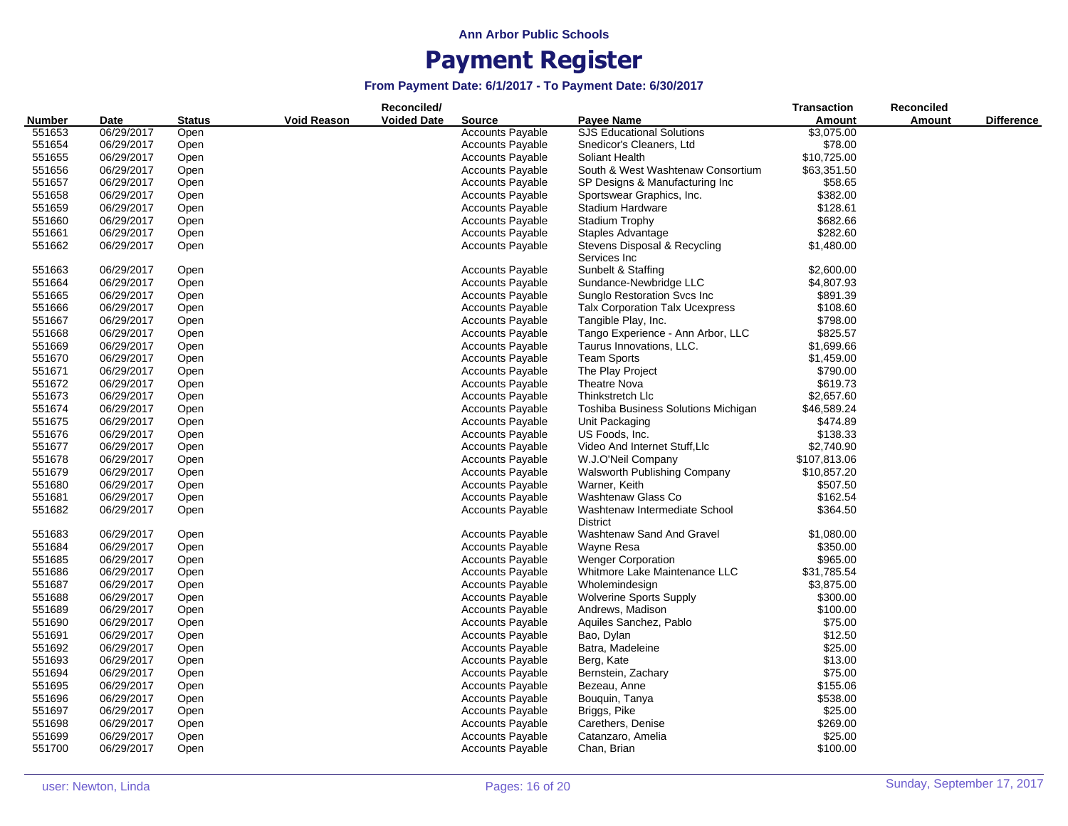**Ann Arbor Public Schools**

# Payment Register

### From Payment Date: 6/1/2017 - To Payment Date: 6/30/2017

| Number | Date | Status | Void Reason | Reconciled/ Voided Date | Source | Payee Name | Transaction Amount | Reconciled Amount | Difference |
|---|---|---|---|---|---|---|---|---|---|
| 551653 | 06/29/2017 | Open | | | Accounts Payable | SJS Educational Solutions | $3,075.00 | | |
| 551654 | 06/29/2017 | Open | | | Accounts Payable | Snedicor's Cleaners, Ltd | $78.00 | | |
| 551655 | 06/29/2017 | Open | | | Accounts Payable | Soliant Health | $10,725.00 | | |
| 551656 | 06/29/2017 | Open | | | Accounts Payable | South & West Washtenaw Consortium | $63,351.50 | | |
| 551657 | 06/29/2017 | Open | | | Accounts Payable | SP Designs & Manufacturing Inc | $58.65 | | |
| 551658 | 06/29/2017 | Open | | | Accounts Payable | Sportswear Graphics, Inc. | $382.00 | | |
| 551659 | 06/29/2017 | Open | | | Accounts Payable | Stadium Hardware | $128.61 | | |
| 551660 | 06/29/2017 | Open | | | Accounts Payable | Stadium Trophy | $682.66 | | |
| 551661 | 06/29/2017 | Open | | | Accounts Payable | Staples Advantage | $282.60 | | |
| 551662 | 06/29/2017 | Open | | | Accounts Payable | Stevens Disposal & Recycling Services Inc | $1,480.00 | | |
| 551663 | 06/29/2017 | Open | | | Accounts Payable | Sunbelt & Staffing | $2,600.00 | | |
| 551664 | 06/29/2017 | Open | | | Accounts Payable | Sundance-Newbridge LLC | $4,807.93 | | |
| 551665 | 06/29/2017 | Open | | | Accounts Payable | Sunglo Restoration Svcs Inc | $891.39 | | |
| 551666 | 06/29/2017 | Open | | | Accounts Payable | Talx Corporation Talx Ucexpress | $108.60 | | |
| 551667 | 06/29/2017 | Open | | | Accounts Payable | Tangible Play, Inc. | $798.00 | | |
| 551668 | 06/29/2017 | Open | | | Accounts Payable | Tango Experience - Ann Arbor, LLC | $825.57 | | |
| 551669 | 06/29/2017 | Open | | | Accounts Payable | Taurus Innovations, LLC. | $1,699.66 | | |
| 551670 | 06/29/2017 | Open | | | Accounts Payable | Team Sports | $1,459.00 | | |
| 551671 | 06/29/2017 | Open | | | Accounts Payable | The Play Project | $790.00 | | |
| 551672 | 06/29/2017 | Open | | | Accounts Payable | Theatre Nova | $619.73 | | |
| 551673 | 06/29/2017 | Open | | | Accounts Payable | Thinkstretch Llc | $2,657.60 | | |
| 551674 | 06/29/2017 | Open | | | Accounts Payable | Toshiba Business Solutions Michigan | $46,589.24 | | |
| 551675 | 06/29/2017 | Open | | | Accounts Payable | Unit Packaging | $474.89 | | |
| 551676 | 06/29/2017 | Open | | | Accounts Payable | US Foods, Inc. | $138.33 | | |
| 551677 | 06/29/2017 | Open | | | Accounts Payable | Video And Internet Stuff,Llc | $2,740.90 | | |
| 551678 | 06/29/2017 | Open | | | Accounts Payable | W.J.O'Neil Company | $107,813.06 | | |
| 551679 | 06/29/2017 | Open | | | Accounts Payable | Walsworth Publishing Company | $10,857.20 | | |
| 551680 | 06/29/2017 | Open | | | Accounts Payable | Warner, Keith | $507.50 | | |
| 551681 | 06/29/2017 | Open | | | Accounts Payable | Washtenaw Glass Co | $162.54 | | |
| 551682 | 06/29/2017 | Open | | | Accounts Payable | Washtenaw Intermediate School District | $364.50 | | |
| 551683 | 06/29/2017 | Open | | | Accounts Payable | Washtenaw Sand And Gravel | $1,080.00 | | |
| 551684 | 06/29/2017 | Open | | | Accounts Payable | Wayne Resa | $350.00 | | |
| 551685 | 06/29/2017 | Open | | | Accounts Payable | Wenger Corporation | $965.00 | | |
| 551686 | 06/29/2017 | Open | | | Accounts Payable | Whitmore Lake Maintenance LLC | $31,785.54 | | |
| 551687 | 06/29/2017 | Open | | | Accounts Payable | Wholemindesign | $3,875.00 | | |
| 551688 | 06/29/2017 | Open | | | Accounts Payable | Wolverine Sports Supply | $300.00 | | |
| 551689 | 06/29/2017 | Open | | | Accounts Payable | Andrews, Madison | $100.00 | | |
| 551690 | 06/29/2017 | Open | | | Accounts Payable | Aquiles Sanchez, Pablo | $75.00 | | |
| 551691 | 06/29/2017 | Open | | | Accounts Payable | Bao, Dylan | $12.50 | | |
| 551692 | 06/29/2017 | Open | | | Accounts Payable | Batra, Madeleine | $25.00 | | |
| 551693 | 06/29/2017 | Open | | | Accounts Payable | Berg, Kate | $13.00 | | |
| 551694 | 06/29/2017 | Open | | | Accounts Payable | Bernstein, Zachary | $75.00 | | |
| 551695 | 06/29/2017 | Open | | | Accounts Payable | Bezeau, Anne | $155.06 | | |
| 551696 | 06/29/2017 | Open | | | Accounts Payable | Bouquin, Tanya | $538.00 | | |
| 551697 | 06/29/2017 | Open | | | Accounts Payable | Briggs, Pike | $25.00 | | |
| 551698 | 06/29/2017 | Open | | | Accounts Payable | Carethers, Denise | $269.00 | | |
| 551699 | 06/29/2017 | Open | | | Accounts Payable | Catanzaro, Amelia | $25.00 | | |
| 551700 | 06/29/2017 | Open | | | Accounts Payable | Chan, Brian | $100.00 | | |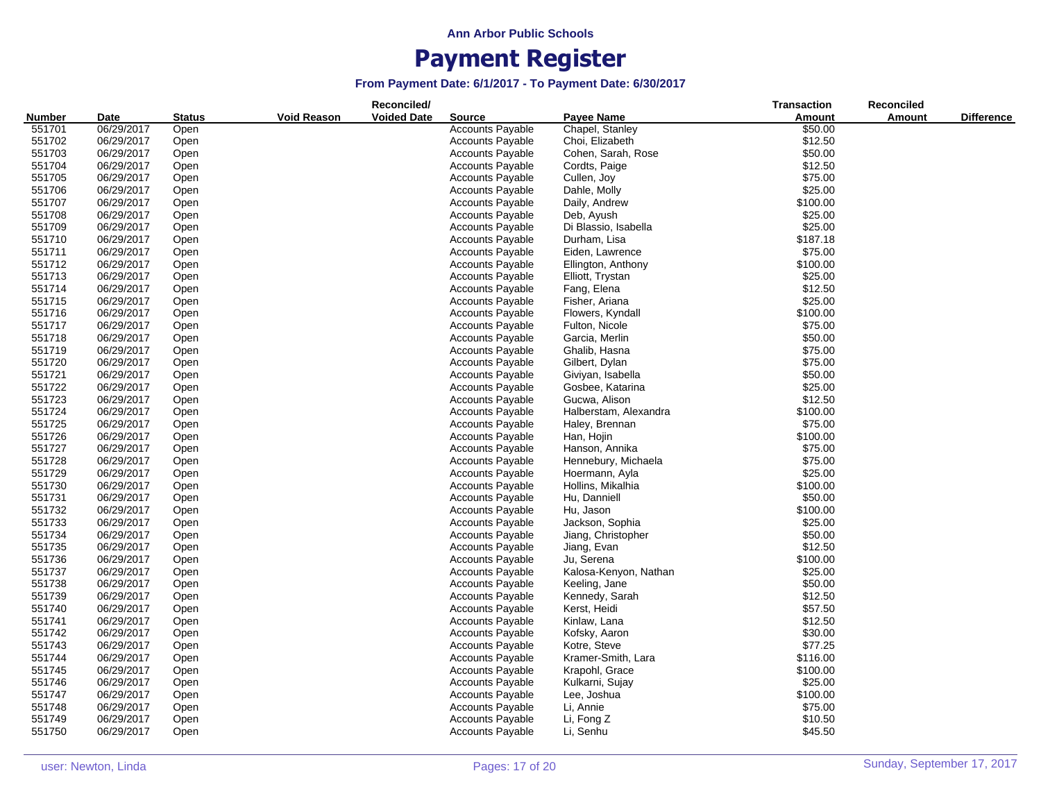**Ann Arbor Public Schools**

# Payment Register

**From Payment Date: 6/1/2017 - To Payment Date: 6/30/2017**

| Number | Date | Status | Void Reason | Reconciled/ Voided Date | Source | Payee Name | Transaction Amount | Reconciled Amount | Difference |
|---|---|---|---|---|---|---|---|---|---|
| 551701 | 06/29/2017 | Open | | | Accounts Payable | Chapel, Stanley | $50.00 | | |
| 551702 | 06/29/2017 | Open | | | Accounts Payable | Choi, Elizabeth | $12.50 | | |
| 551703 | 06/29/2017 | Open | | | Accounts Payable | Cohen, Sarah, Rose | $50.00 | | |
| 551704 | 06/29/2017 | Open | | | Accounts Payable | Cordts, Paige | $12.50 | | |
| 551705 | 06/29/2017 | Open | | | Accounts Payable | Cullen, Joy | $75.00 | | |
| 551706 | 06/29/2017 | Open | | | Accounts Payable | Dahle, Molly | $25.00 | | |
| 551707 | 06/29/2017 | Open | | | Accounts Payable | Daily, Andrew | $100.00 | | |
| 551708 | 06/29/2017 | Open | | | Accounts Payable | Deb, Ayush | $25.00 | | |
| 551709 | 06/29/2017 | Open | | | Accounts Payable | Di Blassio, Isabella | $25.00 | | |
| 551710 | 06/29/2017 | Open | | | Accounts Payable | Durham, Lisa | $187.18 | | |
| 551711 | 06/29/2017 | Open | | | Accounts Payable | Eiden, Lawrence | $75.00 | | |
| 551712 | 06/29/2017 | Open | | | Accounts Payable | Ellington, Anthony | $100.00 | | |
| 551713 | 06/29/2017 | Open | | | Accounts Payable | Elliott, Trystan | $25.00 | | |
| 551714 | 06/29/2017 | Open | | | Accounts Payable | Fang, Elena | $12.50 | | |
| 551715 | 06/29/2017 | Open | | | Accounts Payable | Fisher, Ariana | $25.00 | | |
| 551716 | 06/29/2017 | Open | | | Accounts Payable | Flowers, Kyndall | $100.00 | | |
| 551717 | 06/29/2017 | Open | | | Accounts Payable | Fulton, Nicole | $75.00 | | |
| 551718 | 06/29/2017 | Open | | | Accounts Payable | Garcia, Merlin | $50.00 | | |
| 551719 | 06/29/2017 | Open | | | Accounts Payable | Ghalib, Hasna | $75.00 | | |
| 551720 | 06/29/2017 | Open | | | Accounts Payable | Gilbert, Dylan | $75.00 | | |
| 551721 | 06/29/2017 | Open | | | Accounts Payable | Giviyan, Isabella | $50.00 | | |
| 551722 | 06/29/2017 | Open | | | Accounts Payable | Gosbee, Katarina | $25.00 | | |
| 551723 | 06/29/2017 | Open | | | Accounts Payable | Gucwa, Alison | $12.50 | | |
| 551724 | 06/29/2017 | Open | | | Accounts Payable | Halberstam, Alexandra | $100.00 | | |
| 551725 | 06/29/2017 | Open | | | Accounts Payable | Haley, Brennan | $75.00 | | |
| 551726 | 06/29/2017 | Open | | | Accounts Payable | Han, Hojin | $100.00 | | |
| 551727 | 06/29/2017 | Open | | | Accounts Payable | Hanson, Annika | $75.00 | | |
| 551728 | 06/29/2017 | Open | | | Accounts Payable | Hennebury, Michaela | $75.00 | | |
| 551729 | 06/29/2017 | Open | | | Accounts Payable | Hoermann, Ayla | $25.00 | | |
| 551730 | 06/29/2017 | Open | | | Accounts Payable | Hollins, Mikalhia | $100.00 | | |
| 551731 | 06/29/2017 | Open | | | Accounts Payable | Hu, Danniell | $50.00 | | |
| 551732 | 06/29/2017 | Open | | | Accounts Payable | Hu, Jason | $100.00 | | |
| 551733 | 06/29/2017 | Open | | | Accounts Payable | Jackson, Sophia | $25.00 | | |
| 551734 | 06/29/2017 | Open | | | Accounts Payable | Jiang, Christopher | $50.00 | | |
| 551735 | 06/29/2017 | Open | | | Accounts Payable | Jiang, Evan | $12.50 | | |
| 551736 | 06/29/2017 | Open | | | Accounts Payable | Ju, Serena | $100.00 | | |
| 551737 | 06/29/2017 | Open | | | Accounts Payable | Kalosa-Kenyon, Nathan | $25.00 | | |
| 551738 | 06/29/2017 | Open | | | Accounts Payable | Keeling, Jane | $50.00 | | |
| 551739 | 06/29/2017 | Open | | | Accounts Payable | Kennedy, Sarah | $12.50 | | |
| 551740 | 06/29/2017 | Open | | | Accounts Payable | Kerst, Heidi | $57.50 | | |
| 551741 | 06/29/2017 | Open | | | Accounts Payable | Kinlaw, Lana | $12.50 | | |
| 551742 | 06/29/2017 | Open | | | Accounts Payable | Kofsky, Aaron | $30.00 | | |
| 551743 | 06/29/2017 | Open | | | Accounts Payable | Kotre, Steve | $77.25 | | |
| 551744 | 06/29/2017 | Open | | | Accounts Payable | Kramer-Smith, Lara | $116.00 | | |
| 551745 | 06/29/2017 | Open | | | Accounts Payable | Krapohl, Grace | $100.00 | | |
| 551746 | 06/29/2017 | Open | | | Accounts Payable | Kulkarni, Sujay | $25.00 | | |
| 551747 | 06/29/2017 | Open | | | Accounts Payable | Lee, Joshua | $100.00 | | |
| 551748 | 06/29/2017 | Open | | | Accounts Payable | Li, Annie | $75.00 | | |
| 551749 | 06/29/2017 | Open | | | Accounts Payable | Li, Fong Z | $10.50 | | |
| 551750 | 06/29/2017 | Open | | | Accounts Payable | Li, Senhu | $45.50 | | |

user: Newton, Linda

Sunday, September 17, 2017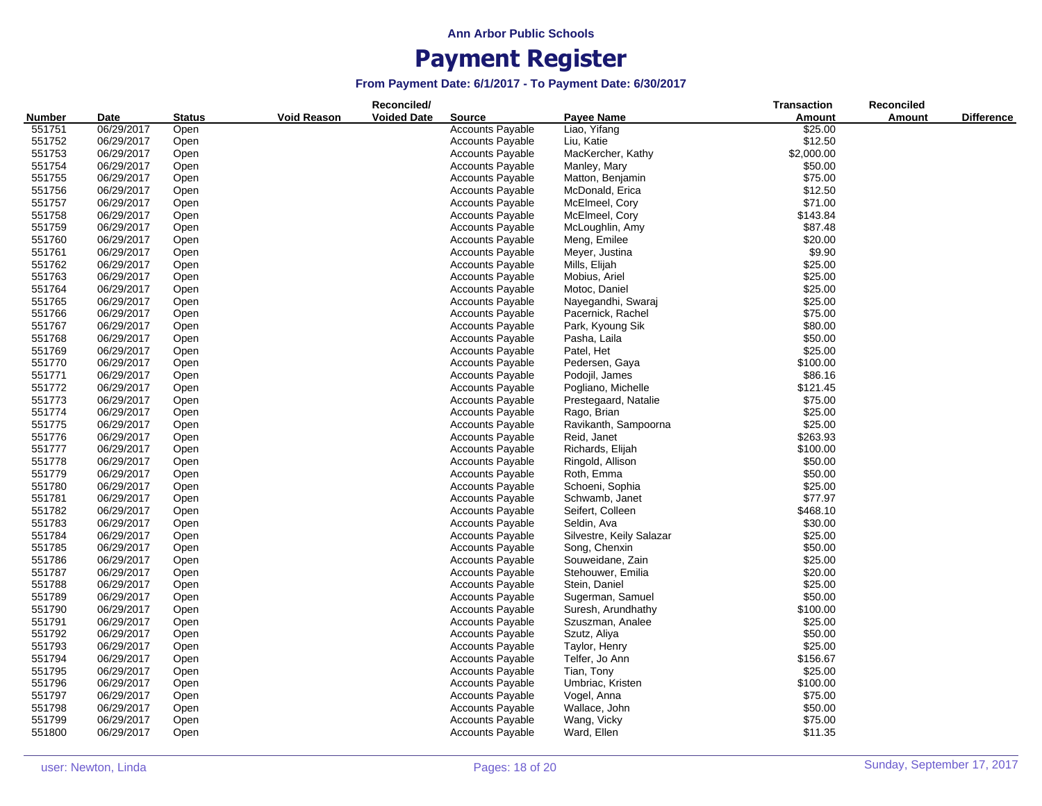Ann Arbor Public Schools

# Payment Register

**From Payment Date: 6/1/2017 - To Payment Date: 6/30/2017**

| Number | Date | Status | Void Reason | Reconciled/ Voided Date | Source | Payee Name | Transaction Amount | Reconciled Amount | Difference |
|---|---|---|---|---|---|---|---|---|---|
| 551751 | 06/29/2017 | Open | | | Accounts Payable | Liao, Yifang | $25.00 | | |
| 551752 | 06/29/2017 | Open | | | Accounts Payable | Liu, Katie | $12.50 | | |
| 551753 | 06/29/2017 | Open | | | Accounts Payable | MacKercher, Kathy | $2,000.00 | | |
| 551754 | 06/29/2017 | Open | | | Accounts Payable | Manley, Mary | $50.00 | | |
| 551755 | 06/29/2017 | Open | | | Accounts Payable | Matton, Benjamin | $75.00 | | |
| 551756 | 06/29/2017 | Open | | | Accounts Payable | McDonald, Erica | $12.50 | | |
| 551757 | 06/29/2017 | Open | | | Accounts Payable | McElmeel, Cory | $71.00 | | |
| 551758 | 06/29/2017 | Open | | | Accounts Payable | McElmeel, Cory | $143.84 | | |
| 551759 | 06/29/2017 | Open | | | Accounts Payable | McLoughlin, Amy | $87.48 | | |
| 551760 | 06/29/2017 | Open | | | Accounts Payable | Meng, Emilee | $20.00 | | |
| 551761 | 06/29/2017 | Open | | | Accounts Payable | Meyer, Justina | $9.90 | | |
| 551762 | 06/29/2017 | Open | | | Accounts Payable | Mills, Elijah | $25.00 | | |
| 551763 | 06/29/2017 | Open | | | Accounts Payable | Mobius, Ariel | $25.00 | | |
| 551764 | 06/29/2017 | Open | | | Accounts Payable | Motoc, Daniel | $25.00 | | |
| 551765 | 06/29/2017 | Open | | | Accounts Payable | Nayegandhi, Swaraj | $25.00 | | |
| 551766 | 06/29/2017 | Open | | | Accounts Payable | Pacernick, Rachel | $75.00 | | |
| 551767 | 06/29/2017 | Open | | | Accounts Payable | Park, Kyoung Sik | $80.00 | | |
| 551768 | 06/29/2017 | Open | | | Accounts Payable | Pasha, Laila | $50.00 | | |
| 551769 | 06/29/2017 | Open | | | Accounts Payable | Patel, Het | $25.00 | | |
| 551770 | 06/29/2017 | Open | | | Accounts Payable | Pedersen, Gaya | $100.00 | | |
| 551771 | 06/29/2017 | Open | | | Accounts Payable | Podojil, James | $86.16 | | |
| 551772 | 06/29/2017 | Open | | | Accounts Payable | Pogliano, Michelle | $121.45 | | |
| 551773 | 06/29/2017 | Open | | | Accounts Payable | Prestegaard, Natalie | $75.00 | | |
| 551774 | 06/29/2017 | Open | | | Accounts Payable | Rago, Brian | $25.00 | | |
| 551775 | 06/29/2017 | Open | | | Accounts Payable | Ravikanth, Sampoorna | $25.00 | | |
| 551776 | 06/29/2017 | Open | | | Accounts Payable | Reid, Janet | $263.93 | | |
| 551777 | 06/29/2017 | Open | | | Accounts Payable | Richards, Elijah | $100.00 | | |
| 551778 | 06/29/2017 | Open | | | Accounts Payable | Ringold, Allison | $50.00 | | |
| 551779 | 06/29/2017 | Open | | | Accounts Payable | Roth, Emma | $50.00 | | |
| 551780 | 06/29/2017 | Open | | | Accounts Payable | Schoeni, Sophia | $25.00 | | |
| 551781 | 06/29/2017 | Open | | | Accounts Payable | Schwamb, Janet | $77.97 | | |
| 551782 | 06/29/2017 | Open | | | Accounts Payable | Seifert, Colleen | $468.10 | | |
| 551783 | 06/29/2017 | Open | | | Accounts Payable | Seldin, Ava | $30.00 | | |
| 551784 | 06/29/2017 | Open | | | Accounts Payable | Silvestre, Keily Salazar | $25.00 | | |
| 551785 | 06/29/2017 | Open | | | Accounts Payable | Song, Chenxin | $50.00 | | |
| 551786 | 06/29/2017 | Open | | | Accounts Payable | Souweidane, Zain | $25.00 | | |
| 551787 | 06/29/2017 | Open | | | Accounts Payable | Stehouwer, Emilia | $20.00 | | |
| 551788 | 06/29/2017 | Open | | | Accounts Payable | Stein, Daniel | $25.00 | | |
| 551789 | 06/29/2017 | Open | | | Accounts Payable | Sugerman, Samuel | $50.00 | | |
| 551790 | 06/29/2017 | Open | | | Accounts Payable | Suresh, Arundhathy | $100.00 | | |
| 551791 | 06/29/2017 | Open | | | Accounts Payable | Szuszman, Analee | $25.00 | | |
| 551792 | 06/29/2017 | Open | | | Accounts Payable | Szutz, Aliya | $50.00 | | |
| 551793 | 06/29/2017 | Open | | | Accounts Payable | Taylor, Henry | $25.00 | | |
| 551794 | 06/29/2017 | Open | | | Accounts Payable | Telfer, Jo Ann | $156.67 | | |
| 551795 | 06/29/2017 | Open | | | Accounts Payable | Tian, Tony | $25.00 | | |
| 551796 | 06/29/2017 | Open | | | Accounts Payable | Umbriac, Kristen | $100.00 | | |
| 551797 | 06/29/2017 | Open | | | Accounts Payable | Vogel, Anna | $75.00 | | |
| 551798 | 06/29/2017 | Open | | | Accounts Payable | Wallace, John | $50.00 | | |
| 551799 | 06/29/2017 | Open | | | Accounts Payable | Wang, Vicky | $75.00 | | |
| 551800 | 06/29/2017 | Open | | | Accounts Payable | Ward, Ellen | $11.35 | | |

user: Newton, Linda

Sunday, September 17, 2017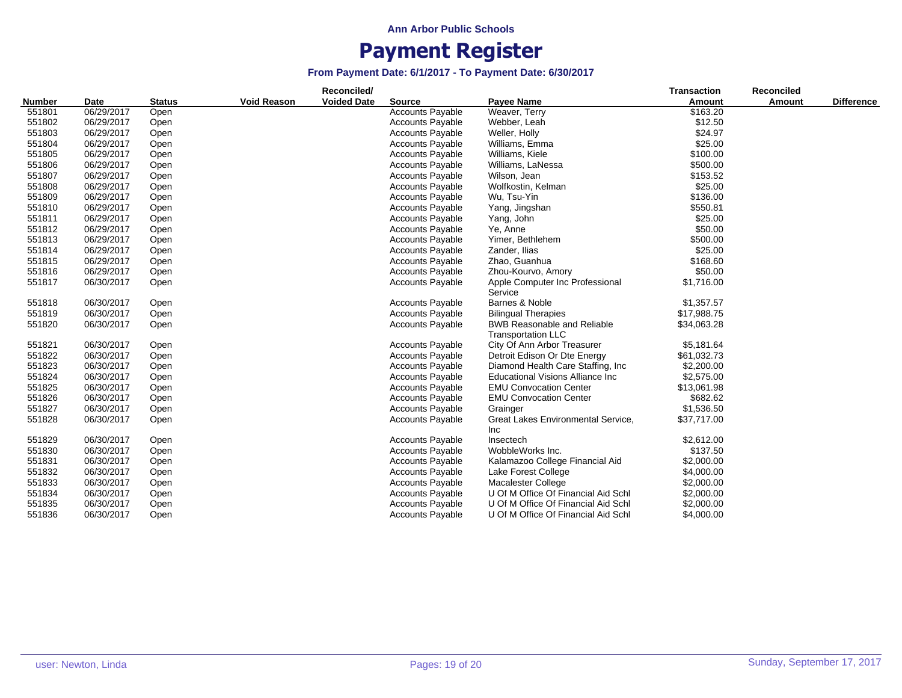Ann Arbor Public Schools

# Payment Register

### From Payment Date: 6/1/2017 - To Payment Date: 6/30/2017

| Number | Date | Status | Void Reason | Reconciled/ Voided Date | Source | Payee Name | Transaction Amount | Reconciled Amount | Difference |
|---|---|---|---|---|---|---|---|---|---|
| 551801 | 06/29/2017 | Open | | | Accounts Payable | Weaver, Terry | $163.20 | | |
| 551802 | 06/29/2017 | Open | | | Accounts Payable | Webber, Leah | $12.50 | | |
| 551803 | 06/29/2017 | Open | | | Accounts Payable | Weller, Holly | $24.97 | | |
| 551804 | 06/29/2017 | Open | | | Accounts Payable | Williams, Emma | $25.00 | | |
| 551805 | 06/29/2017 | Open | | | Accounts Payable | Williams, Kiele | $100.00 | | |
| 551806 | 06/29/2017 | Open | | | Accounts Payable | Williams, LaNessa | $500.00 | | |
| 551807 | 06/29/2017 | Open | | | Accounts Payable | Wilson, Jean | $153.52 | | |
| 551808 | 06/29/2017 | Open | | | Accounts Payable | Wolfkostin, Kelman | $25.00 | | |
| 551809 | 06/29/2017 | Open | | | Accounts Payable | Wu, Tsu-Yin | $136.00 | | |
| 551810 | 06/29/2017 | Open | | | Accounts Payable | Yang, Jingshan | $550.81 | | |
| 551811 | 06/29/2017 | Open | | | Accounts Payable | Yang, John | $25.00 | | |
| 551812 | 06/29/2017 | Open | | | Accounts Payable | Ye, Anne | $50.00 | | |
| 551813 | 06/29/2017 | Open | | | Accounts Payable | Yimer, Bethlehem | $500.00 | | |
| 551814 | 06/29/2017 | Open | | | Accounts Payable | Zander, Ilias | $25.00 | | |
| 551815 | 06/29/2017 | Open | | | Accounts Payable | Zhao, Guanhua | $168.60 | | |
| 551816 | 06/29/2017 | Open | | | Accounts Payable | Zhou-Kourvo, Amory | $50.00 | | |
| 551817 | 06/30/2017 | Open | | | Accounts Payable | Apple Computer Inc Professional Service | $1,716.00 | | |
| 551818 | 06/30/2017 | Open | | | Accounts Payable | Barnes & Noble | $1,357.57 | | |
| 551819 | 06/30/2017 | Open | | | Accounts Payable | Bilingual Therapies | $17,988.75 | | |
| 551820 | 06/30/2017 | Open | | | Accounts Payable | BWB Reasonable and Reliable Transportation LLC | $34,063.28 | | |
| 551821 | 06/30/2017 | Open | | | Accounts Payable | City Of Ann Arbor Treasurer | $5,181.64 | | |
| 551822 | 06/30/2017 | Open | | | Accounts Payable | Detroit Edison Or Dte Energy | $61,032.73 | | |
| 551823 | 06/30/2017 | Open | | | Accounts Payable | Diamond Health Care Staffing, Inc | $2,200.00 | | |
| 551824 | 06/30/2017 | Open | | | Accounts Payable | Educational Visions Alliance Inc | $2,575.00 | | |
| 551825 | 06/30/2017 | Open | | | Accounts Payable | EMU Convocation Center | $13,061.98 | | |
| 551826 | 06/30/2017 | Open | | | Accounts Payable | EMU Convocation Center | $682.62 | | |
| 551827 | 06/30/2017 | Open | | | Accounts Payable | Grainger | $1,536.50 | | |
| 551828 | 06/30/2017 | Open | | | Accounts Payable | Great Lakes Environmental Service, Inc | $37,717.00 | | |
| 551829 | 06/30/2017 | Open | | | Accounts Payable | Insectech | $2,612.00 | | |
| 551830 | 06/30/2017 | Open | | | Accounts Payable | WobbleWorks Inc. | $137.50 | | |
| 551831 | 06/30/2017 | Open | | | Accounts Payable | Kalamazoo College Financial Aid | $2,000.00 | | |
| 551832 | 06/30/2017 | Open | | | Accounts Payable | Lake Forest College | $4,000.00 | | |
| 551833 | 06/30/2017 | Open | | | Accounts Payable | Macalester College | $2,000.00 | | |
| 551834 | 06/30/2017 | Open | | | Accounts Payable | U Of M Office Of Financial Aid Schl | $2,000.00 | | |
| 551835 | 06/30/2017 | Open | | | Accounts Payable | U Of M Office Of Financial Aid Schl | $2,000.00 | | |
| 551836 | 06/30/2017 | Open | | | Accounts Payable | U Of M Office Of Financial Aid Schl | $4,000.00 | | |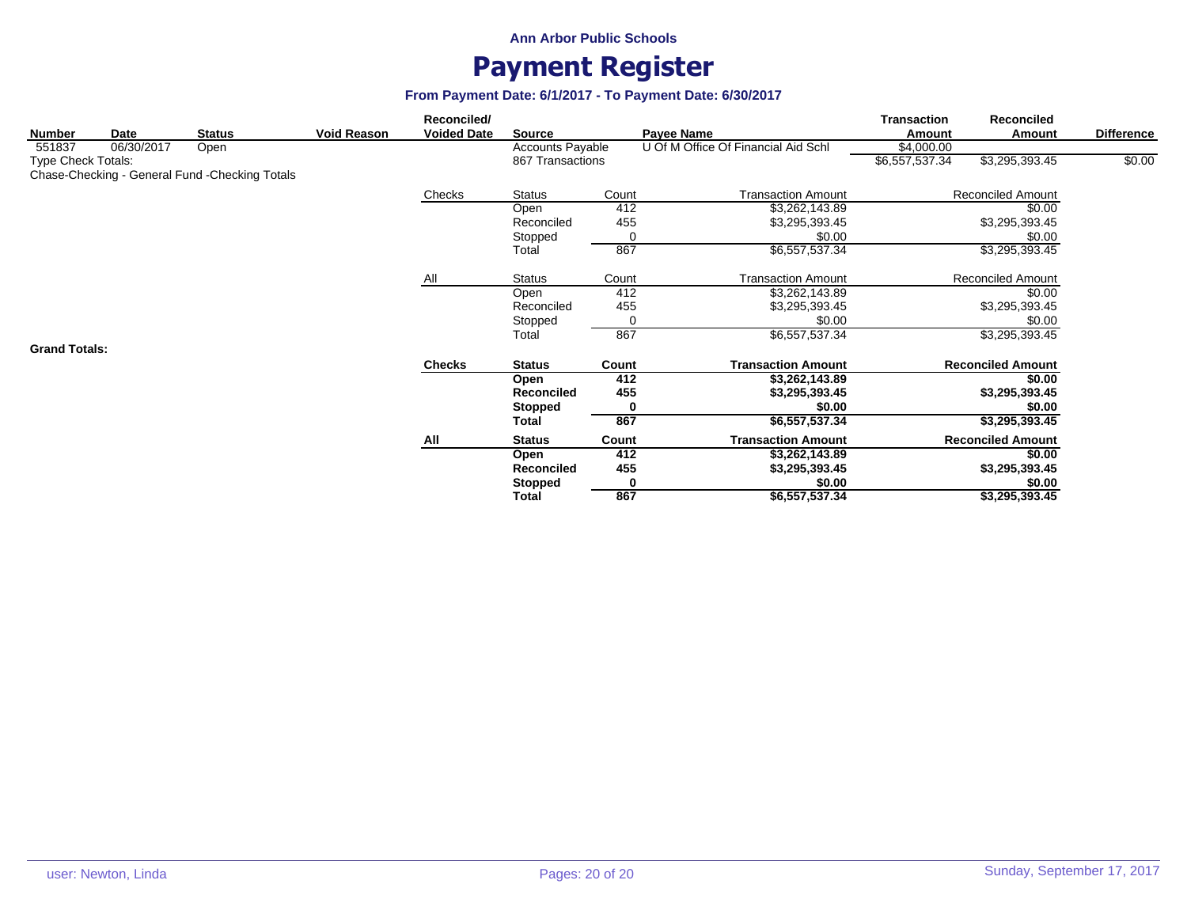Ann Arbor Public Schools

# Payment Register

**From Payment Date: 6/1/2017 - To Payment Date: 6/30/2017**

| Number | Date | Status | Void Reason | Reconciled/ Voided Date | Source | Payee Name | Transaction Amount | Reconciled Amount | Difference |
|---|---|---|---|---|---|---|---|---|---|
| 551837 | 06/30/2017 | Open | | | Accounts Payable | U Of M Office Of Financial Aid Schl | $4,000.00 | | |
| Type Check Totals: | | | | | 867 Transactions | | $6,557,537.34 | $3,295,393.45 | $0.00 |

Chase-Checking - General Fund -Checking Totals

| | Status | Count | Transaction Amount | Reconciled Amount |
|---|---|---|---|---|
| Checks | Open | 412 | $3,262,143.89 | $0.00 |
| | Reconciled | 455 | $3,295,393.45 | $3,295,393.45 |
| | Stopped | 0 | $0.00 | $0.00 |
| | Total | 867 | $6,557,537.34 | $3,295,393.45 |
| All | Open | 412 | $3,262,143.89 | $0.00 |
| | Reconciled | 455 | $3,295,393.45 | $3,295,393.45 |
| | Stopped | 0 | $0.00 | $0.00 |
| | Total | 867 | $6,557,537.34 | $3,295,393.45 |

**Grand Totals:**

| | **Status** | **Count** | **Transaction Amount** | **Reconciled Amount** |
|---|---|---|---|---|
| **Checks** | **Open** | **412** | **$3,262,143.89** | **$0.00** |
| | **Reconciled** | **455** | **$3,295,393.45** | **$3,295,393.45** |
| | **Stopped** | **0** | **$0.00** | **$0.00** |
| | **Total** | **867** | **$6,557,537.34** | **$3,295,393.45** |
| **All** | **Open** | **412** | **$3,262,143.89** | **$0.00** |
| | **Reconciled** | **455** | **$3,295,393.45** | **$3,295,393.45** |
| | **Stopped** | **0** | **$0.00** | **$0.00** |
| | **Total** | **867** | **$6,557,537.34** | **$3,295,393.45** |

user: Newton, Linda

Sunday, September 17, 2017